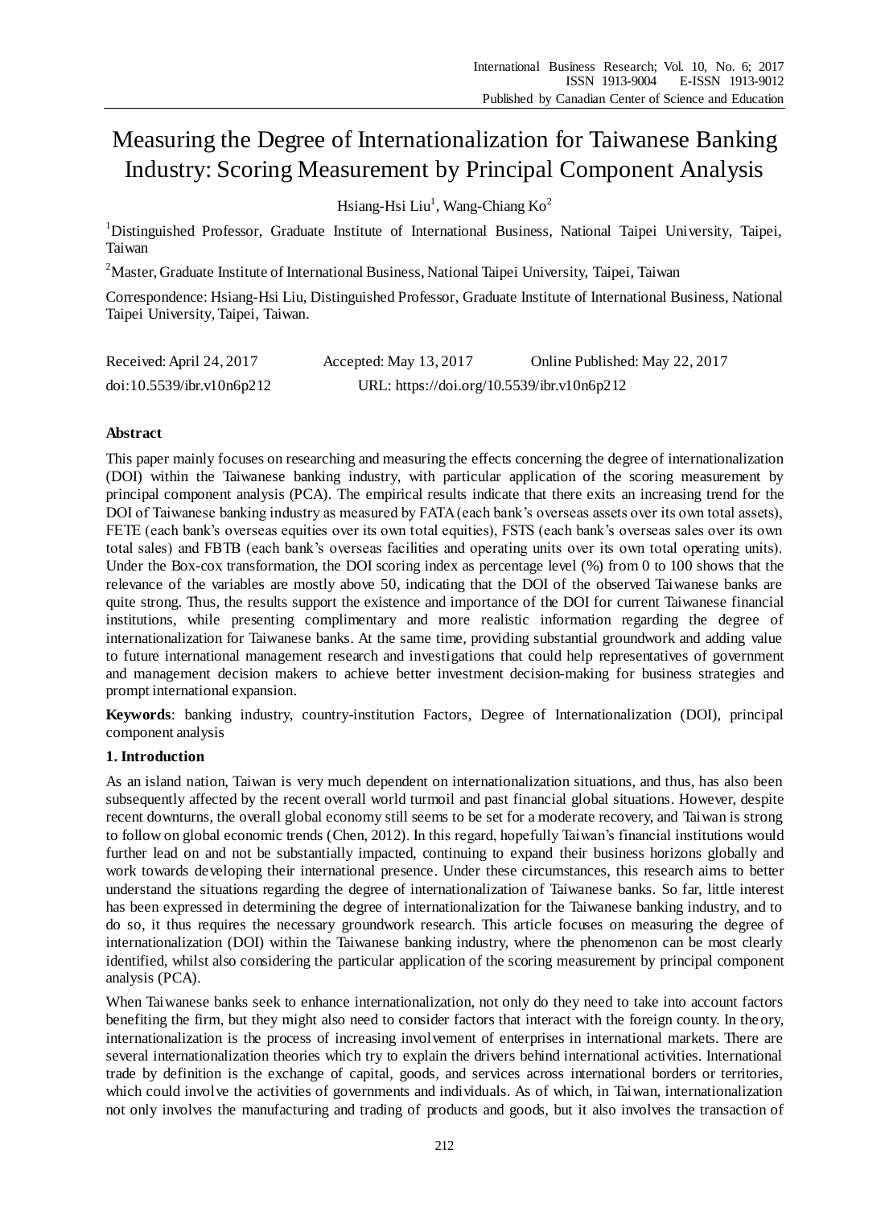# Measuring the Degree of Internationalization for Taiwanese Banking Industry: Scoring Measurement by Principal Component Analysis

Hsiang-Hsi Liu[1], Wang-Chiang Ko[2]

[1]Distinguished Professor, Graduate Institute of International Business, National Taipei University, Taipei, Taiwan

[2]Master, Graduate Institute of International Business, National Taipei University, Taipei, Taiwan

Correspondence: Hsiang-Hsi Liu, Distinguished Professor, Graduate Institute of International Business, National Taipei University, Taipei, Taiwan.

Received: April 24, 2017 Accepted: May 13, 2017 Online Published: May 22, 2017

doi:10.5539/ibr.v10n6p212 URL: https://doi.org/10.5539/ibr.v10n6p212

## Abstract

This paper mainly focuses on researching and measuring the effects concerning the degree of internationalization (DOI) within the Taiwanese banking industry, with particular application of the scoring measurement by principal component analysis (PCA). The empirical results indicate that there exits an increasing trend for the DOI of Taiwanese banking industry as measured by FATA (each bank's overseas assets over its own total assets), FETE (each bank's overseas equities over its own total equities), FSTS (each bank's overseas sales over its own total sales) and FBTB (each bank's overseas facilities and operating units over its own total operating units). Under the Box-cox transformation, the DOI scoring index as percentage level (%) from 0 to 100 shows that the relevance of the variables are mostly above 50, indicating that the DOI of the observed Taiwanese banks are quite strong. Thus, the results support the existence and importance of the DOI for current Taiwanese financial institutions, while presenting complimentary and more realistic information regarding the degree of internationalization for Taiwanese banks. At the same time, providing substantial groundwork and adding value to future international management research and investigations that could help representatives of government and management decision makers to achieve better investment decision-making for business strategies and prompt international expansion.

**Keywords**: banking industry, country-institution Factors, Degree of Internationalization (DOI), principal component analysis

## 1. Introduction

As an island nation, Taiwan is very much dependent on internationalization situations, and thus, has also been subsequently affected by the recent overall world turmoil and past financial global situations. However, despite recent downturns, the overall global economy still seems to be set for a moderate recovery, and Taiwan is strong to follow on global economic trends (Chen, 2012). In this regard, hopefully Taiwan's financial institutions would further lead on and not be substantially impacted, continuing to expand their business horizons globally and work towards developing their international presence. Under these circumstances, this research aims to better understand the situations regarding the degree of internationalization of Taiwanese banks. So far, little interest has been expressed in determining the degree of internationalization for the Taiwanese banking industry, and to do so, it thus requires the necessary groundwork research. This article focuses on measuring the degree of internationalization (DOI) within the Taiwanese banking industry, where the phenomenon can be most clearly identified, whilst also considering the particular application of the scoring measurement by principal component analysis (PCA).

When Taiwanese banks seek to enhance internationalization, not only do they need to take into account factors benefiting the firm, but they might also need to consider factors that interact with the foreign county. In theory, internationalization is the process of increasing involvement of enterprises in international markets. There are several internationalization theories which try to explain the drivers behind international activities. International trade by definition is the exchange of capital, goods, and services across international borders or territories, which could involve the activities of governments and individuals. As of which, in Taiwan, internationalization not only involves the manufacturing and trading of products and goods, but it also involves the transaction of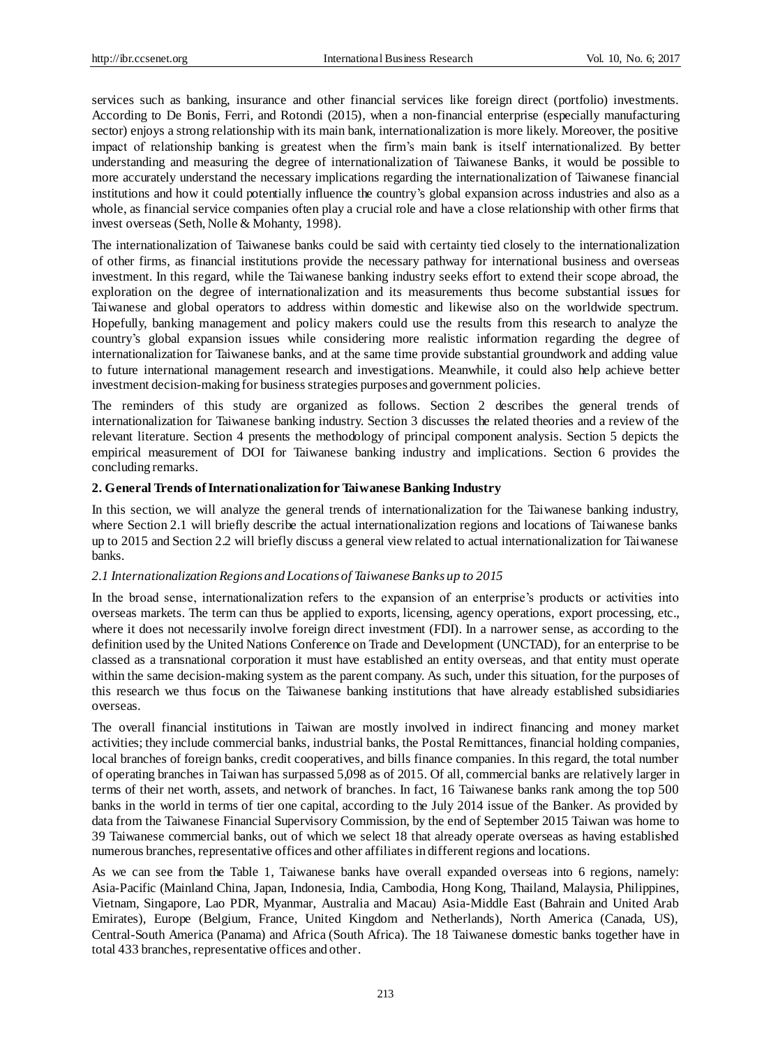services such as banking, insurance and other financial services like foreign direct (portfolio) investments. According to De Bonis, Ferri, and Rotondi (2015), when a non-financial enterprise (especially manufacturing sector) enjoys a strong relationship with its main bank, internationalization is more likely. Moreover, the positive impact of relationship banking is greatest when the firm's main bank is itself internationalized. By better understanding and measuring the degree of internationalization of Taiwanese Banks, it would be possible to more accurately understand the necessary implications regarding the internationalization of Taiwanese financial institutions and how it could potentially influence the country's global expansion across industries and also as a whole, as financial service companies often play a crucial role and have a close relationship with other firms that invest overseas (Seth, Nolle & Mohanty, 1998).

The internationalization of Taiwanese banks could be said with certainty tied closely to the internationalization of other firms, as financial institutions provide the necessary pathway for international business and overseas investment. In this regard, while the Taiwanese banking industry seeks effort to extend their scope abroad, the exploration on the degree of internationalization and its measurements thus become substantial issues for Taiwanese and global operators to address within domestic and likewise also on the worldwide spectrum. Hopefully, banking management and policy makers could use the results from this research to analyze the country's global expansion issues while considering more realistic information regarding the degree of internationalization for Taiwanese banks, and at the same time provide substantial groundwork and adding value to future international management research and investigations. Meanwhile, it could also help achieve better investment decision-making for business strategies purposes and government policies.

The reminders of this study are organized as follows. Section 2 describes the general trends of internationalization for Taiwanese banking industry. Section 3 discusses the related theories and a review of the relevant literature. Section 4 presents the methodology of principal component analysis. Section 5 depicts the empirical measurement of DOI for Taiwanese banking industry and implications. Section 6 provides the concluding remarks.

## 2. General Trends of Internationalization for Taiwanese Banking Industry

In this section, we will analyze the general trends of internationalization for the Taiwanese banking industry, where Section 2.1 will briefly describe the actual internationalization regions and locations of Taiwanese banks up to 2015 and Section 2.2 will briefly discuss a general view related to actual internationalization for Taiwanese banks.

### *2.1 Internationalization Regions and Locations of Taiwanese Banks up to 2015*

In the broad sense, internationalization refers to the expansion of an enterprise's products or activities into overseas markets. The term can thus be applied to exports, licensing, agency operations, export processing, etc., where it does not necessarily involve foreign direct investment (FDI). In a narrower sense, as according to the definition used by the United Nations Conference on Trade and Development (UNCTAD), for an enterprise to be classed as a transnational corporation it must have established an entity overseas, and that entity must operate within the same decision-making system as the parent company. As such, under this situation, for the purposes of this research we thus focus on the Taiwanese banking institutions that have already established subsidiaries overseas.

The overall financial institutions in Taiwan are mostly involved in indirect financing and money market activities; they include commercial banks, industrial banks, the Postal Remittances, financial holding companies, local branches of foreign banks, credit cooperatives, and bills finance companies. In this regard, the total number of operating branches in Taiwan has surpassed 5,098 as of 2015. Of all, commercial banks are relatively larger in terms of their net worth, assets, and network of branches. In fact, 16 Taiwanese banks rank among the top 500 banks in the world in terms of tier one capital, according to the July 2014 issue of the Banker. As provided by data from the Taiwanese Financial Supervisory Commission, by the end of September 2015 Taiwan was home to 39 Taiwanese commercial banks, out of which we select 18 that already operate overseas as having established numerous branches, representative offices and other affiliates in different regions and locations.

As we can see from the Table 1, Taiwanese banks have overall expanded overseas into 6 regions, namely: Asia-Pacific (Mainland China, Japan, Indonesia, India, Cambodia, Hong Kong, Thailand, Malaysia, Philippines, Vietnam, Singapore, Lao PDR, Myanmar, Australia and Macau) Asia-Middle East (Bahrain and United Arab Emirates), Europe (Belgium, France, United Kingdom and Netherlands), North America (Canada, US), Central-South America (Panama) and Africa (South Africa). The 18 Taiwanese domestic banks together have in total 433 branches, representative offices and other.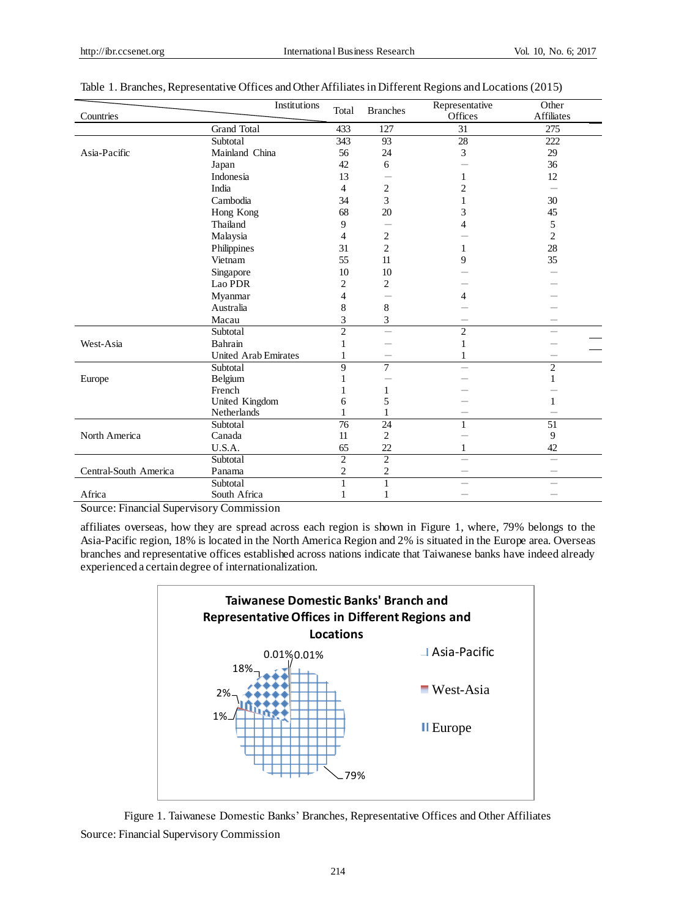Table 1. Branches, Representative Offices and Other Affiliates in Different Regions and Locations (2015)

| Countries | Institutions | Total | Branches | Representative Offices | Other Affiliates |
|---|---|---|---|---|---|
| | Grand Total | 433 | 127 | 31 | 275 |
| Asia-Pacific | Subtotal | 343 | 93 | 28 | 222 |
| | Mainland China | 56 | 24 | 3 | 29 |
| | Japan | 42 | 6 | — | 36 |
| | Indonesia | 13 | — | 1 | 12 |
| | India | 4 | 2 | 2 | — |
| | Cambodia | 34 | 3 | 1 | 30 |
| | Hong Kong | 68 | 20 | 3 | 45 |
| | Thailand | 9 | — | 4 | 5 |
| | Malaysia | 4 | 2 | — | 2 |
| | Philippines | 31 | 2 | 1 | 28 |
| | Vietnam | 55 | 11 | 9 | 35 |
| | Singapore | 10 | 10 | — | — |
| | Lao PDR | 2 | 2 | — | — |
| | Myanmar | 4 | — | 4 | — |
| | Australia | 8 | 8 | — | — |
| | Macau | 3 | 3 | — | — |
| West-Asia | Subtotal | 2 | — | 2 | — |
| | Bahrain | 1 | — | 1 | — |
| | United Arab Emirates | 1 | — | 1 | — |
| Europe | Subtotal | 9 | 7 | — | 2 |
| | Belgium | 1 | — | — | 1 |
| | French | 1 | 1 | — | — |
| | United Kingdom | 6 | 5 | — | 1 |
| | Netherlands | 1 | 1 | — | — |
| North America | Subtotal | 76 | 24 | 1 | 51 |
| | Canada | 11 | 2 | — | 9 |
| | U.S.A. | 65 | 22 | 1 | 42 |
| Central-South America | Subtotal | 2 | 2 | — | — |
| | Panama | 2 | 2 | — | — |
| Africa | Subtotal | 1 | 1 | — | — |
| | South Africa | 1 | 1 | — | — |

Source: Financial Supervisory Commission

affiliates overseas, how they are spread across each region is shown in Figure 1, where, 79% belongs to the Asia-Pacific region, 18% is located in the North America Region and 2% is situated in the Europe area. Overseas branches and representative offices established across nations indicate that Taiwanese banks have indeed already experienced a certain degree of internationalization.

Figure 1. Taiwanese Domestic Banks' Branches, Representative Offices and Other Affiliates

Source: Financial Supervisory Commission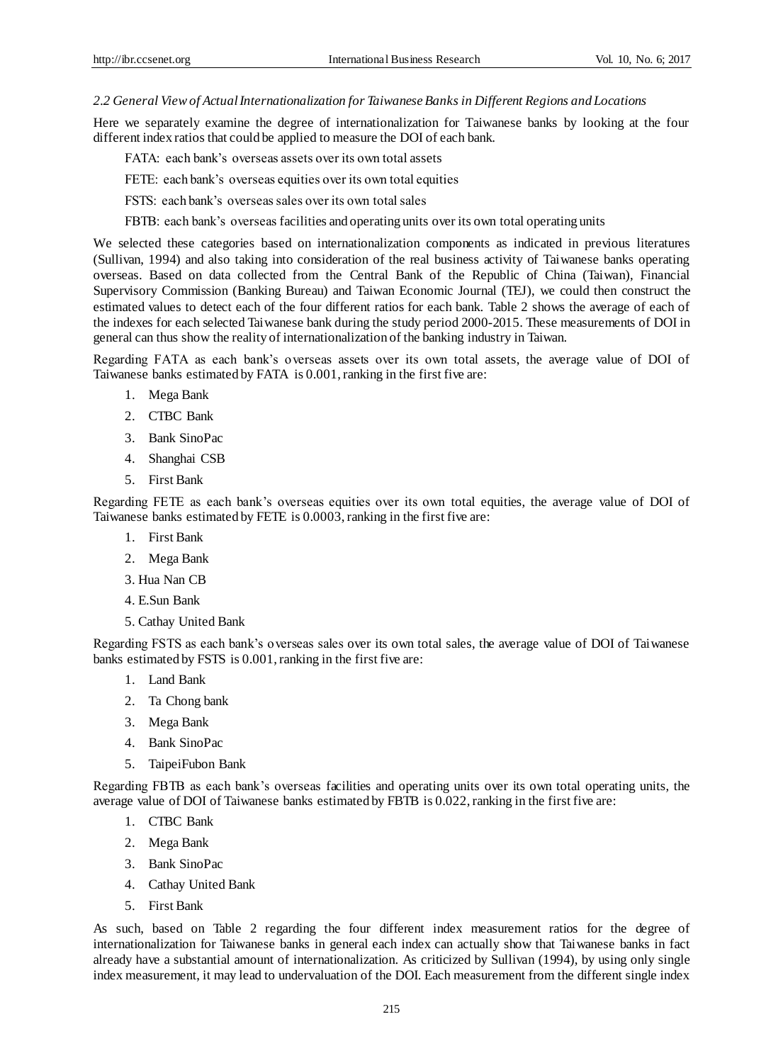*2.2 General View of Actual Internationalization for Taiwanese Banks in Different Regions and Locations*

Here we separately examine the degree of internationalization for Taiwanese banks by looking at the four different index ratios that could be applied to measure the DOI of each bank.

FATA: each bank's overseas assets over its own total assets

FETE: each bank's overseas equities over its own total equities

FSTS: each bank's overseas sales over its own total sales

FBTB: each bank's overseas facilities and operating units over its own total operating units

We selected these categories based on internationalization components as indicated in previous literatures (Sullivan, 1994) and also taking into consideration of the real business activity of Taiwanese banks operating overseas. Based on data collected from the Central Bank of the Republic of China (Taiwan), Financial Supervisory Commission (Banking Bureau) and Taiwan Economic Journal (TEJ), we could then construct the estimated values to detect each of the four different ratios for each bank. Table 2 shows the average of each of the indexes for each selected Taiwanese bank during the study period 2000-2015. These measurements of DOI in general can thus show the reality of internationalization of the banking industry in Taiwan.

Regarding FATA as each bank's overseas assets over its own total assets, the average value of DOI of Taiwanese banks estimated by FATA is 0.001, ranking in the first five are:

1. Mega Bank
2. CTBC Bank
3. Bank SinoPac
4. Shanghai CSB
5. First Bank

Regarding FETE as each bank's overseas equities over its own total equities, the average value of DOI of Taiwanese banks estimated by FETE is 0.0003, ranking in the first five are:

1. First Bank
2. Mega Bank
3. Hua Nan CB
4. E.Sun Bank
5. Cathay United Bank

Regarding FSTS as each bank's overseas sales over its own total sales, the average value of DOI of Taiwanese banks estimated by FSTS is 0.001, ranking in the first five are:

1. Land Bank
2. Ta Chong bank
3. Mega Bank
4. Bank SinoPac
5. TaipeiFubon Bank

Regarding FBTB as each bank's overseas facilities and operating units over its own total operating units, the average value of DOI of Taiwanese banks estimated by FBTB is 0.022, ranking in the first five are:

1. CTBC Bank
2. Mega Bank
3. Bank SinoPac
4. Cathay United Bank
5. First Bank

As such, based on Table 2 regarding the four different index measurement ratios for the degree of internationalization for Taiwanese banks in general each index can actually show that Taiwanese banks in fact already have a substantial amount of internationalization. As criticized by Sullivan (1994), by using only single index measurement, it may lead to undervaluation of the DOI. Each measurement from the different single index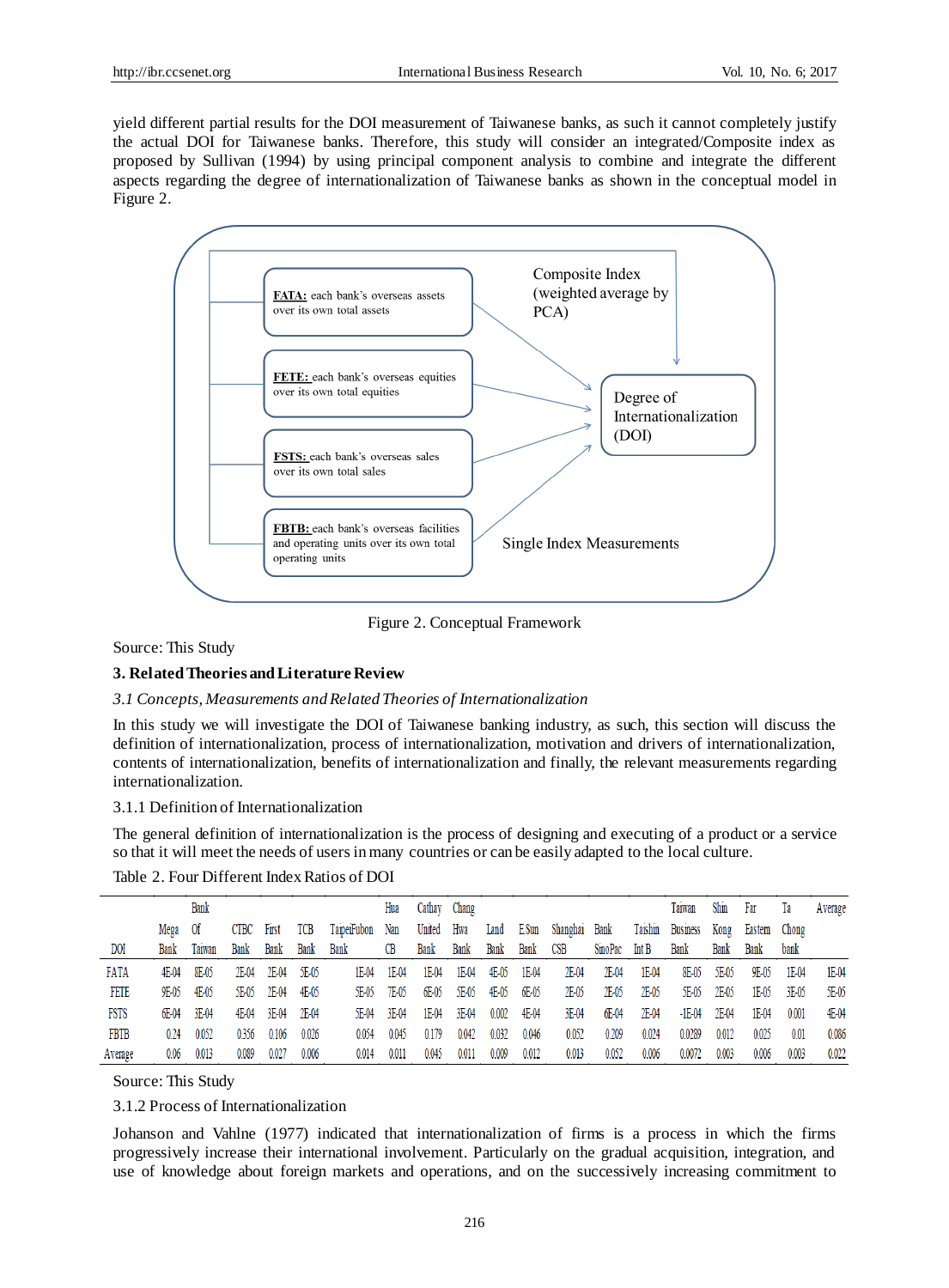yield different partial results for the DOI measurement of Taiwanese banks, as such it cannot completely justify the actual DOI for Taiwanese banks. Therefore, this study will consider an integrated/Composite index as proposed by Sullivan (1994) by using principal component analysis to combine and integrate the different aspects regarding the degree of internationalization of Taiwanese banks as shown in the conceptual model in Figure 2.

**FATA:** each bank's overseas assets over its own total assets

**FETE:** each bank's overseas equities over its own total equities

**FSTS:** each bank's overseas sales over its own total sales

**FBTB:** each bank's overseas facilities and operating units over its own total operating units

Composite Index (weighted average by PCA)

Single Index Measurements

Degree of Internationalization (DOI)

Figure 2. Conceptual Framework

Source: This Study

## 3. Related Theories and Literature Review

### *3.1 Concepts, Measurements and Related Theories of Internationalization*

In this study we will investigate the DOI of Taiwanese banking industry, as such, this section will discuss the definition of internationalization, process of internationalization, motivation and drivers of internationalization, contents of internationalization, benefits of internationalization and finally, the relevant measurements regarding internationalization.

#### 3.1.1 Definition of Internationalization

The general definition of internationalization is the process of designing and executing of a product or a service so that it will meet the needs of users in many countries or can be easily adapted to the local culture.

Table 2. Four Different Index Ratios of DOI

| DOI | Mega Bank | Bank Of Taiwan | CTBC Bank | First Bank | TCB Bank | TaipeiFubon Bank | Hua Nan CB | Cathay United Bank | Chang Hwa Bank | Land Bank | E.Sun Bank | Shanghai CSB | Bank SinoPac | Taishin Int B | Taiwan Business Bank | Shin Kong Bank | Far Eastern Bank | Ta Chong bank | Average |
|---|---|---|---|---|---|---|---|---|---|---|---|---|---|---|---|---|---|---|---|
| FATA | 4E-04 | 8E-05 | 2E-04 | 2E-04 | 5E-05 | 1E-04 | 1E-04 | 1E-04 | 1E-04 | 4E-05 | 1E-04 | 2E-04 | 2E-04 | 1E-04 | 8E-05 | 5E-05 | 9E-05 | 1E-04 | 1E-04 |
| FETE | 9E-05 | 4E-05 | 5E-05 | 2E-04 | 4E-05 | 5E-05 | 7E-05 | 6E-05 | 5E-05 | 4E-05 | 6E-05 | 2E-05 | 2E-05 | 2E-05 | 5E-05 | 2E-05 | 1E-05 | 3E-05 | 5E-05 |
| FSTS | 6E-04 | 3E-04 | 4E-04 | 3E-04 | 2E-04 | 5E-04 | 3E-04 | 1E-04 | 3E-04 | 0.002 | 4E-04 | 3E-04 | 6E-04 | 2E-04 | -1E-04 | 2E-04 | 1E-04 | 0.001 | 4E-04 |
| FBTB | 0.24 | 0.052 | 0.356 | 0.106 | 0.026 | 0.054 | 0.045 | 0.179 | 0.042 | 0.032 | 0.046 | 0.052 | 0.209 | 0.024 | 0.0289 | 0.012 | 0.025 | 0.01 | 0.086 |
| Average | 0.06 | 0.013 | 0.089 | 0.027 | 0.006 | 0.014 | 0.011 | 0.045 | 0.011 | 0.009 | 0.012 | 0.013 | 0.052 | 0.006 | 0.0072 | 0.003 | 0.006 | 0.003 | 0.022 |

Source: This Study

#### 3.1.2 Process of Internationalization

Johanson and Vahlne (1977) indicated that internationalization of firms is a process in which the firms progressively increase their international involvement. Particularly on the gradual acquisition, integration, and use of knowledge about foreign markets and operations, and on the successively increasing commitment to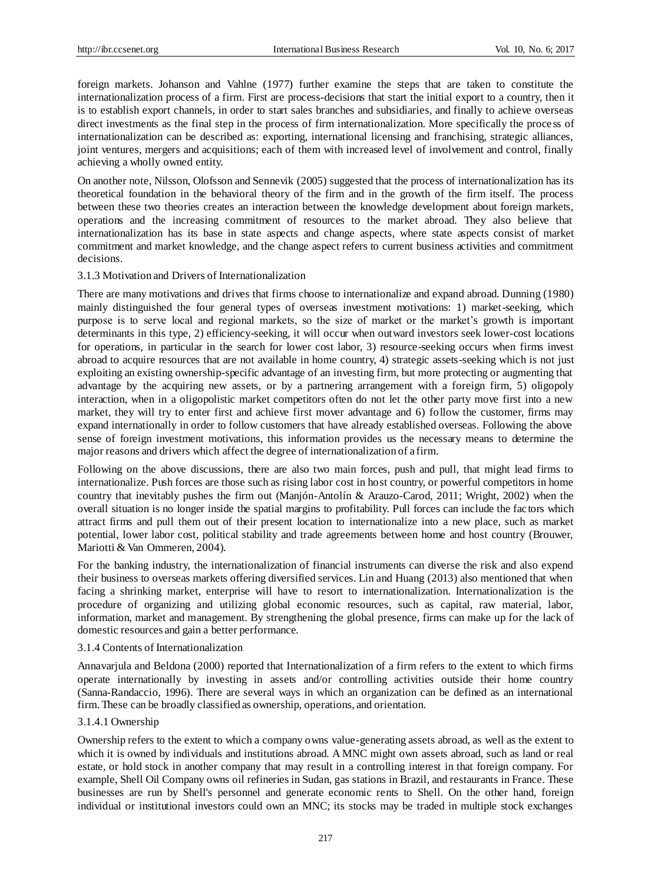foreign markets. Johanson and Vahlne (1977) further examine the steps that are taken to constitute the internationalization process of a firm. First are process-decisions that start the initial export to a country, then it is to establish export channels, in order to start sales branches and subsidiaries, and finally to achieve overseas direct investments as the final step in the process of firm internationalization. More specifically the process of internationalization can be described as: exporting, international licensing and franchising, strategic alliances, joint ventures, mergers and acquisitions; each of them with increased level of involvement and control, finally achieving a wholly owned entity.

On another note, Nilsson, Olofsson and Sennevik (2005) suggested that the process of internationalization has its theoretical foundation in the behavioral theory of the firm and in the growth of the firm itself. The process between these two theories creates an interaction between the knowledge development about foreign markets, operations and the increasing commitment of resources to the market abroad. They also believe that internationalization has its base in state aspects and change aspects, where state aspects consist of market commitment and market knowledge, and the change aspect refers to current business activities and commitment decisions.

#### 3.1.3 Motivation and Drivers of Internationalization

There are many motivations and drives that firms choose to internationalize and expand abroad. Dunning (1980) mainly distinguished the four general types of overseas investment motivations: 1) market-seeking, which purpose is to serve local and regional markets, so the size of market or the market's growth is important determinants in this type, 2) efficiency-seeking, it will occur when outward investors seek lower-cost locations for operations, in particular in the search for lower cost labor, 3) resource-seeking occurs when firms invest abroad to acquire resources that are not available in home country, 4) strategic assets-seeking which is not just exploiting an existing ownership-specific advantage of an investing firm, but more protecting or augmenting that advantage by the acquiring new assets, or by a partnering arrangement with a foreign firm, 5) oligopoly interaction, when in a oligopolistic market competitors often do not let the other party move first into a new market, they will try to enter first and achieve first mover advantage and 6) follow the customer, firms may expand internationally in order to follow customers that have already established overseas. Following the above sense of foreign investment motivations, this information provides us the necessary means to determine the major reasons and drivers which affect the degree of internationalization of a firm.

Following on the above discussions, there are also two main forces, push and pull, that might lead firms to internationalize. Push forces are those such as rising labor cost in host country, or powerful competitors in home country that inevitably pushes the firm out (Manjón-Antolín & Arauzo-Carod, 2011; Wright, 2002) when the overall situation is no longer inside the spatial margins to profitability. Pull forces can include the factors which attract firms and pull them out of their present location to internationalize into a new place, such as market potential, lower labor cost, political stability and trade agreements between home and host country (Brouwer, Mariotti & Van Ommeren, 2004).

For the banking industry, the internationalization of financial instruments can diverse the risk and also expend their business to overseas markets offering diversified services. Lin and Huang (2013) also mentioned that when facing a shrinking market, enterprise will have to resort to internationalization. Internationalization is the procedure of organizing and utilizing global economic resources, such as capital, raw material, labor, information, market and management. By strengthening the global presence, firms can make up for the lack of domestic resources and gain a better performance.

#### 3.1.4 Contents of Internationalization

Annavarjula and Beldona (2000) reported that Internationalization of a firm refers to the extent to which firms operate internationally by investing in assets and/or controlling activities outside their home country (Sanna-Randaccio, 1996). There are several ways in which an organization can be defined as an international firm. These can be broadly classified as ownership, operations, and orientation.

##### 3.1.4.1 Ownership

Ownership refers to the extent to which a company owns value-generating assets abroad, as well as the extent to which it is owned by individuals and institutions abroad. A MNC might own assets abroad, such as land or real estate, or hold stock in another company that may result in a controlling interest in that foreign company. For example, Shell Oil Company owns oil refineries in Sudan, gas stations in Brazil, and restaurants in France. These businesses are run by Shell's personnel and generate economic rents to Shell. On the other hand, foreign individual or institutional investors could own an MNC; its stocks may be traded in multiple stock exchanges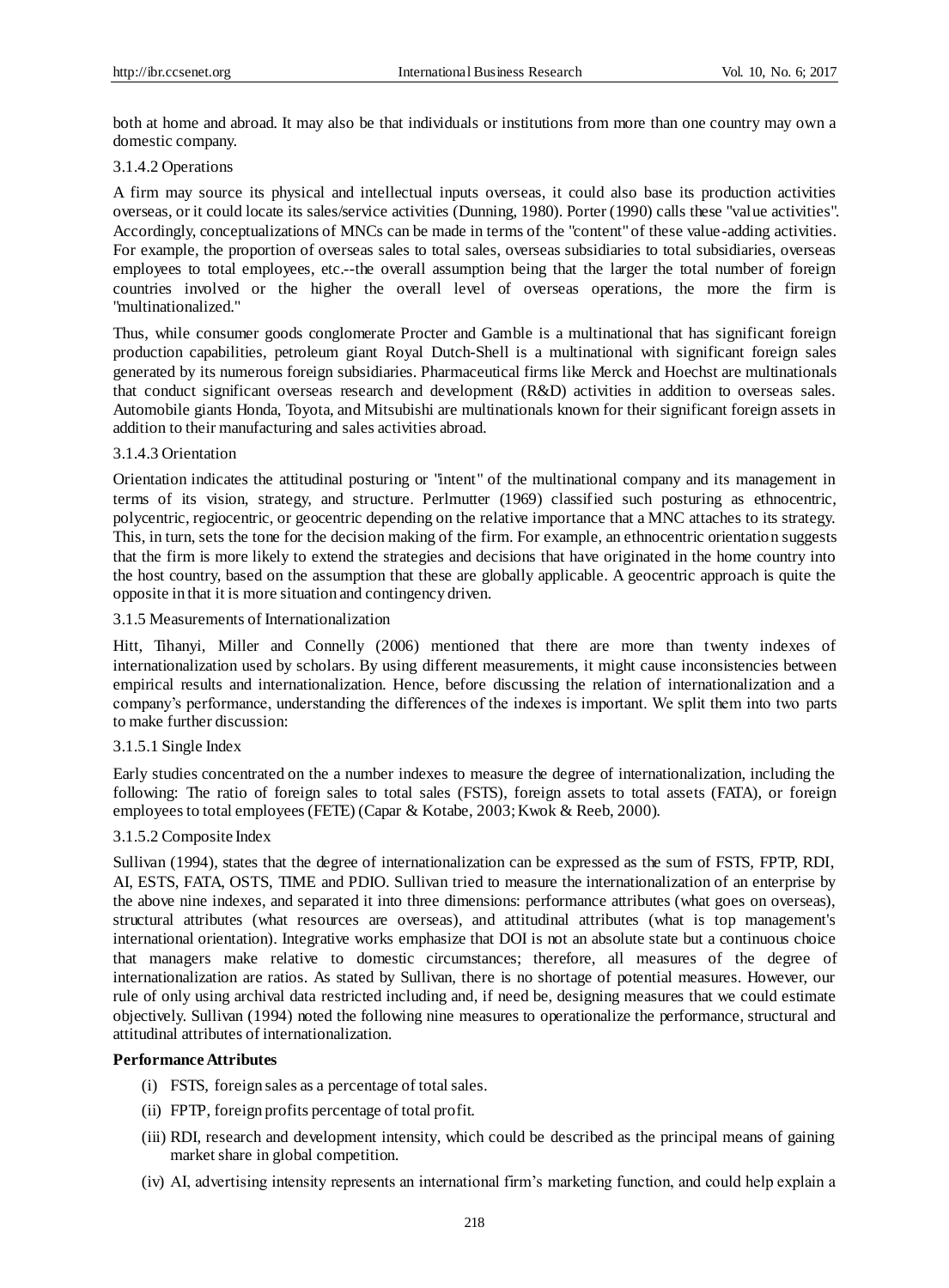both at home and abroad. It may also be that individuals or institutions from more than one country may own a domestic company.

#### 3.1.4.2 Operations

A firm may source its physical and intellectual inputs overseas, it could also base its production activities overseas, or it could locate its sales/service activities (Dunning, 1980). Porter (1990) calls these "value activities". Accordingly, conceptualizations of MNCs can be made in terms of the "content" of these value-adding activities. For example, the proportion of overseas sales to total sales, overseas subsidiaries to total subsidiaries, overseas employees to total employees, etc.--the overall assumption being that the larger the total number of foreign countries involved or the higher the overall level of overseas operations, the more the firm is "multinationalized."

Thus, while consumer goods conglomerate Procter and Gamble is a multinational that has significant foreign production capabilities, petroleum giant Royal Dutch-Shell is a multinational with significant foreign sales generated by its numerous foreign subsidiaries. Pharmaceutical firms like Merck and Hoechst are multinationals that conduct significant overseas research and development (R&D) activities in addition to overseas sales. Automobile giants Honda, Toyota, and Mitsubishi are multinationals known for their significant foreign assets in addition to their manufacturing and sales activities abroad.

#### 3.1.4.3 Orientation

Orientation indicates the attitudinal posturing or "intent" of the multinational company and its management in terms of its vision, strategy, and structure. Perlmutter (1969) classified such posturing as ethnocentric, polycentric, regiocentric, or geocentric depending on the relative importance that a MNC attaches to its strategy. This, in turn, sets the tone for the decision making of the firm. For example, an ethnocentric orientation suggests that the firm is more likely to extend the strategies and decisions that have originated in the home country into the host country, based on the assumption that these are globally applicable. A geocentric approach is quite the opposite in that it is more situation and contingency driven.

### 3.1.5 Measurements of Internationalization

Hitt, Tihanyi, Miller and Connelly (2006) mentioned that there are more than twenty indexes of internationalization used by scholars. By using different measurements, it might cause inconsistencies between empirical results and internationalization. Hence, before discussing the relation of internationalization and a company's performance, understanding the differences of the indexes is important. We split them into two parts to make further discussion:

#### 3.1.5.1 Single Index

Early studies concentrated on the a number indexes to measure the degree of internationalization, including the following: The ratio of foreign sales to total sales (FSTS), foreign assets to total assets (FATA), or foreign employees to total employees (FETE) (Capar & Kotabe, 2003; Kwok & Reeb, 2000).

#### 3.1.5.2 Composite Index

Sullivan (1994), states that the degree of internationalization can be expressed as the sum of FSTS, FPTP, RDI, AI, ESTS, FATA, OSTS, TIME and PDIO. Sullivan tried to measure the internationalization of an enterprise by the above nine indexes, and separated it into three dimensions: performance attributes (what goes on overseas), structural attributes (what resources are overseas), and attitudinal attributes (what is top management's international orientation). Integrative works emphasize that DOI is not an absolute state but a continuous choice that managers make relative to domestic circumstances; therefore, all measures of the degree of internationalization are ratios. As stated by Sullivan, there is no shortage of potential measures. However, our rule of only using archival data restricted including and, if need be, designing measures that we could estimate objectively. Sullivan (1994) noted the following nine measures to operationalize the performance, structural and attitudinal attributes of internationalization.

**Performance Attributes**

(i) FSTS, foreign sales as a percentage of total sales.

(ii) FPTP, foreign profits percentage of total profit.

(iii) RDI, research and development intensity, which could be described as the principal means of gaining market share in global competition.

(iv) AI, advertising intensity represents an international firm's marketing function, and could help explain a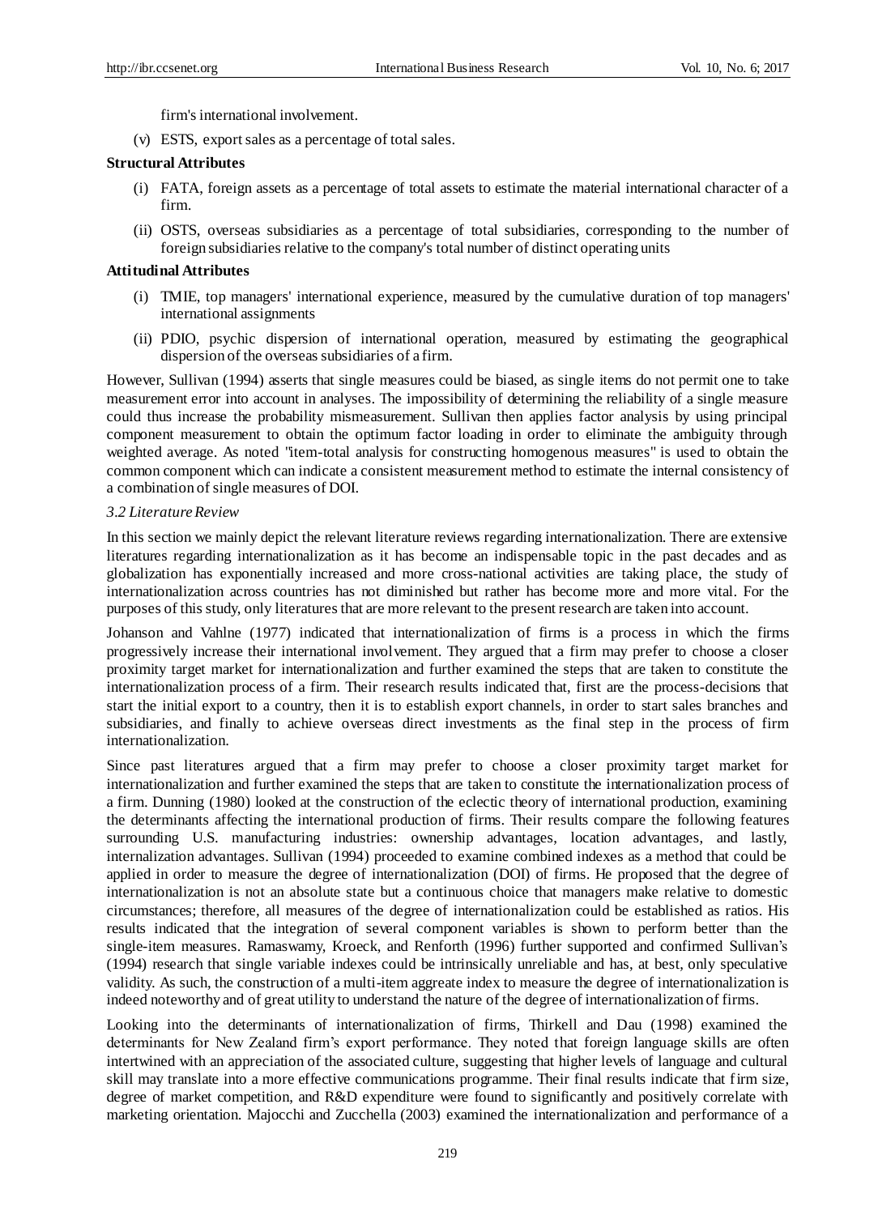firm's international involvement.

(v) ESTS, export sales as a percentage of total sales.

**Structural Attributes**

(i) FATA, foreign assets as a percentage of total assets to estimate the material international character of a firm.

(ii) OSTS, overseas subsidiaries as a percentage of total subsidiaries, corresponding to the number of foreign subsidiaries relative to the company's total number of distinct operating units

**Attitudinal Attributes**

(i) TMIE, top managers' international experience, measured by the cumulative duration of top managers' international assignments

(ii) PDIO, psychic dispersion of international operation, measured by estimating the geographical dispersion of the overseas subsidiaries of a firm.

However, Sullivan (1994) asserts that single measures could be biased, as single items do not permit one to take measurement error into account in analyses. The impossibility of determining the reliability of a single measure could thus increase the probability mismeasurement. Sullivan then applies factor analysis by using principal component measurement to obtain the optimum factor loading in order to eliminate the ambiguity through weighted average. As noted "item-total analysis for constructing homogenous measures" is used to obtain the common component which can indicate a consistent measurement method to estimate the internal consistency of a combination of single measures of DOI.

### *3.2 Literature Review*

In this section we mainly depict the relevant literature reviews regarding internationalization. There are extensive literatures regarding internationalization as it has become an indispensable topic in the past decades and as globalization has exponentially increased and more cross-national activities are taking place, the study of internationalization across countries has not diminished but rather has become more and more vital. For the purposes of this study, only literatures that are more relevant to the present research are taken into account.

Johanson and Vahlne (1977) indicated that internationalization of firms is a process in which the firms progressively increase their international involvement. They argued that a firm may prefer to choose a closer proximity target market for internationalization and further examined the steps that are taken to constitute the internationalization process of a firm. Their research results indicated that, first are the process-decisions that start the initial export to a country, then it is to establish export channels, in order to start sales branches and subsidiaries, and finally to achieve overseas direct investments as the final step in the process of firm internationalization.

Since past literatures argued that a firm may prefer to choose a closer proximity target market for internationalization and further examined the steps that are taken to constitute the internationalization process of a firm. Dunning (1980) looked at the construction of the eclectic theory of international production, examining the determinants affecting the international production of firms. Their results compare the following features surrounding U.S. manufacturing industries: ownership advantages, location advantages, and lastly, internalization advantages. Sullivan (1994) proceeded to examine combined indexes as a method that could be applied in order to measure the degree of internationalization (DOI) of firms. He proposed that the degree of internationalization is not an absolute state but a continuous choice that managers make relative to domestic circumstances; therefore, all measures of the degree of internationalization could be established as ratios. His results indicated that the integration of several component variables is shown to perform better than the single-item measures. Ramaswamy, Kroeck, and Renforth (1996) further supported and confirmed Sullivan's (1994) research that single variable indexes could be intrinsically unreliable and has, at best, only speculative validity. As such, the construction of a multi-item aggreate index to measure the degree of internationalization is indeed noteworthy and of great utility to understand the nature of the degree of internationalization of firms.

Looking into the determinants of internationalization of firms, Thirkell and Dau (1998) examined the determinants for New Zealand firm's export performance. They noted that foreign language skills are often intertwined with an appreciation of the associated culture, suggesting that higher levels of language and cultural skill may translate into a more effective communications programme. Their final results indicate that firm size, degree of market competition, and R&D expenditure were found to significantly and positively correlate with marketing orientation. Majocchi and Zucchella (2003) examined the internationalization and performance of a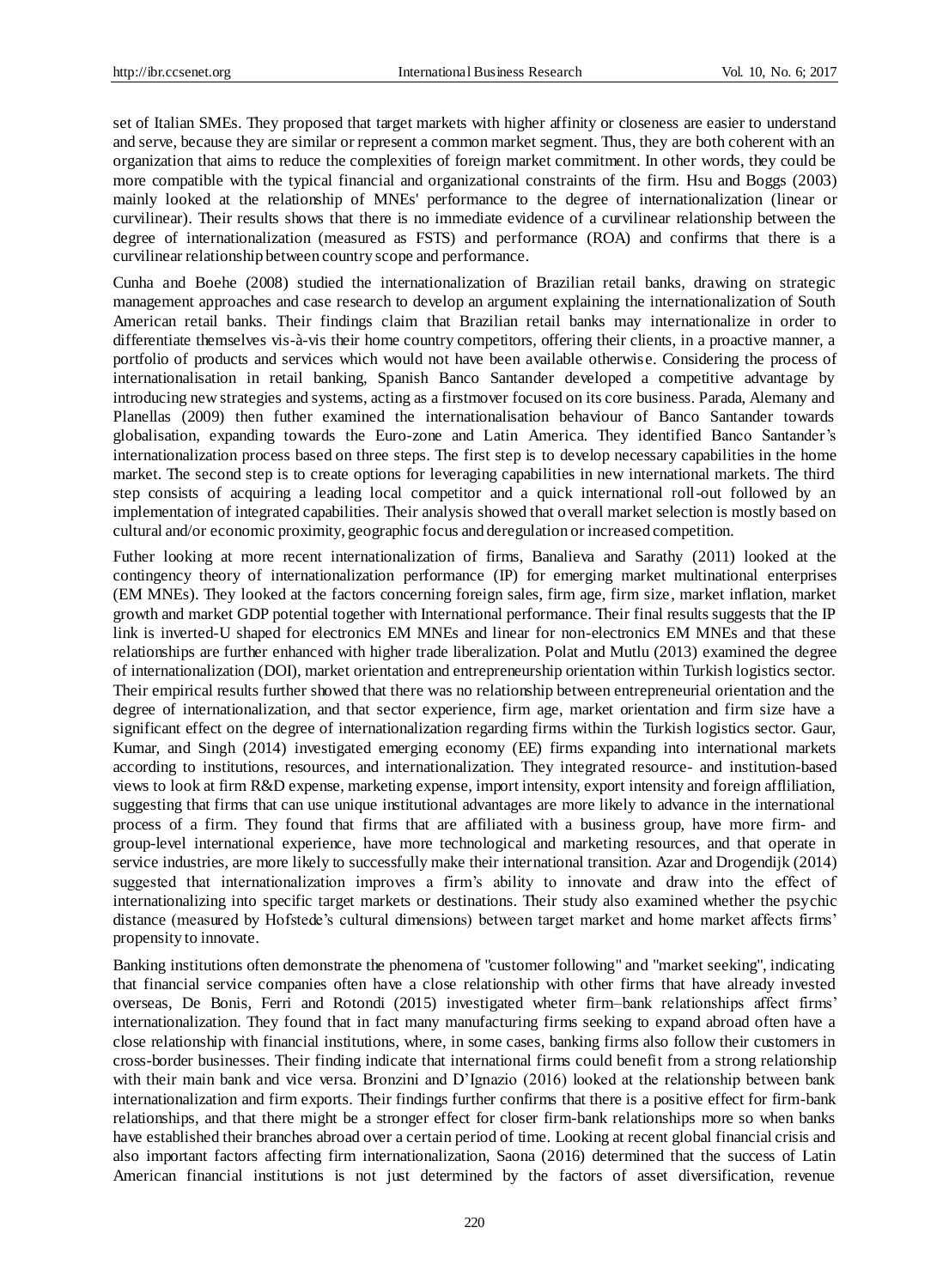set of Italian SMEs. They proposed that target markets with higher affinity or closeness are easier to understand and serve, because they are similar or represent a common market segment. Thus, they are both coherent with an organization that aims to reduce the complexities of foreign market commitment. In other words, they could be more compatible with the typical financial and organizational constraints of the firm. Hsu and Boggs (2003) mainly looked at the relationship of MNEs' performance to the degree of internationalization (linear or curvilinear). Their results shows that there is no immediate evidence of a curvilinear relationship between the degree of internationalization (measured as FSTS) and performance (ROA) and confirms that there is a curvilinear relationship between country scope and performance.

Cunha and Boehe (2008) studied the internationalization of Brazilian retail banks, drawing on strategic management approaches and case research to develop an argument explaining the internationalization of South American retail banks. Their findings claim that Brazilian retail banks may internationalize in order to differentiate themselves vis-à-vis their home country competitors, offering their clients, in a proactive manner, a portfolio of products and services which would not have been available otherwise. Considering the process of internationalisation in retail banking, Spanish Banco Santander developed a competitive advantage by introducing new strategies and systems, acting as a firstmover focused on its core business. Parada, Alemany and Planellas (2009) then futher examined the internationalisation behaviour of Banco Santander towards globalisation, expanding towards the Euro-zone and Latin America. They identified Banco Santander's internationalization process based on three steps. The first step is to develop necessary capabilities in the home market. The second step is to create options for leveraging capabilities in new international markets. The third step consists of acquiring a leading local competitor and a quick international roll-out followed by an implementation of integrated capabilities. Their analysis showed that overall market selection is mostly based on cultural and/or economic proximity, geographic focus and deregulation or increased competition.

Futher looking at more recent internationalization of firms, Banalieva and Sarathy (2011) looked at the contingency theory of internationalization performance (IP) for emerging market multinational enterprises (EM MNEs). They looked at the factors concerning foreign sales, firm age, firm size, market inflation, market growth and market GDP potential together with International performance. Their final results suggests that the IP link is inverted-U shaped for electronics EM MNEs and linear for non-electronics EM MNEs and that these relationships are further enhanced with higher trade liberalization. Polat and Mutlu (2013) examined the degree of internationalization (DOI), market orientation and entrepreneurship orientation within Turkish logistics sector. Their empirical results further showed that there was no relationship between entrepreneurial orientation and the degree of internationalization, and that sector experience, firm age, market orientation and firm size have a significant effect on the degree of internationalization regarding firms within the Turkish logistics sector. Gaur, Kumar, and Singh (2014) investigated emerging economy (EE) firms expanding into international markets according to institutions, resources, and internationalization. They integrated resource- and institution-based views to look at firm R&D expense, marketing expense, import intensity, export intensity and foreign affliliation, suggesting that firms that can use unique institutional advantages are more likely to advance in the international process of a firm. They found that firms that are affiliated with a business group, have more firm- and group-level international experience, have more technological and marketing resources, and that operate in service industries, are more likely to successfully make their international transition. Azar and Drogendijk (2014) suggested that internationalization improves a firm's ability to innovate and draw into the effect of internationalizing into specific target markets or destinations. Their study also examined whether the psychic distance (measured by Hofstede's cultural dimensions) between target market and home market affects firms' propensity to innovate.

Banking institutions often demonstrate the phenomena of "customer following" and "market seeking", indicating that financial service companies often have a close relationship with other firms that have already invested overseas, De Bonis, Ferri and Rotondi (2015) investigated wheter firm–bank relationships affect firms' internationalization. They found that in fact many manufacturing firms seeking to expand abroad often have a close relationship with financial institutions, where, in some cases, banking firms also follow their customers in cross-border businesses. Their finding indicate that international firms could benefit from a strong relationship with their main bank and vice versa. Bronzini and D'Ignazio (2016) looked at the relationship between bank internationalization and firm exports. Their findings further confirms that there is a positive effect for firm-bank relationships, and that there might be a stronger effect for closer firm-bank relationships more so when banks have established their branches abroad over a certain period of time. Looking at recent global financial crisis and also important factors affecting firm internationalization, Saona (2016) determined that the success of Latin American financial institutions is not just determined by the factors of asset diversification, revenue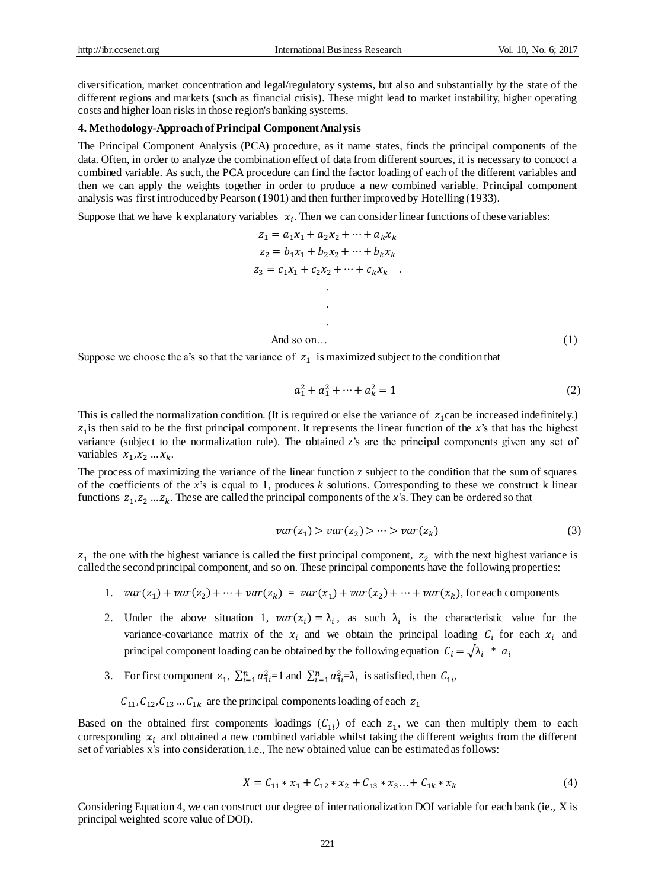diversification, market concentration and legal/regulatory systems, but also and substantially by the state of the different regions and markets (such as financial crisis). These might lead to market instability, higher operating costs and higher loan risks in those region's banking systems.

## 4. Methodology-Approach of Principal Component Analysis

The Principal Component Analysis (PCA) procedure, as it name states, finds the principal components of the data. Often, in order to analyze the combination effect of data from different sources, it is necessary to concoct a combined variable. As such, the PCA procedure can find the factor loading of each of the different variables and then we can apply the weights together in order to produce a new combined variable. Principal component analysis was first introduced by Pearson (1901) and then further improved by Hotelling (1933).

Suppose that we have k explanatory variables $x_i$. Then we can consider linear functions of these variables:

$$
\begin{aligned}
z_1 &= a_1x_1 + a_2x_2 + \cdots + a_kx_k \\
z_2 &= b_1x_1 + b_2x_2 + \cdots + b_kx_k \\
z_3 &= c_1x_1 + c_2x_2 + \cdots + c_kx_k \quad . \\
&\;\;. \\
&\;\;. \\
&\;\;. \\
&\text{And so on...}
\end{aligned}
\tag{1}
$$

Suppose we choose the a's so that the variance of $z_1$ is maximized subject to the condition that

$$a_1^2 + a_1^2 + \cdots + a_k^2 = 1 \tag{2}$$

This is called the normalization condition. (It is required or else the variance of $z_1$ can be increased indefinitely.) $z_1$ is then said to be the first principal component. It represents the linear function of the *x*'s that has the highest variance (subject to the normalization rule). The obtained *z*'s are the principal components given any set of variables $x_1, x_2 \ldots x_k$.

The process of maximizing the variance of the linear function z subject to the condition that the sum of squares of the coefficients of the *x*'s is equal to 1, produces *k* solutions. Corresponding to these we construct k linear functions $z_1, z_2 \ldots z_k$. These are called the principal components of the *x*'s. They can be ordered so that

$$var(z_1) > var(z_2) > \cdots > var(z_k) \tag{3}$$

$z_1$ the one with the highest variance is called the first principal component, $z_2$ with the next highest variance is called the second principal component, and so on. These principal components have the following properties:

1. $var(z_1) + var(z_2) + \cdots + var(z_k) = var(x_1) + var(x_2) + \cdots + var(x_k)$, for each components
2. Under the above situation 1, $var(x_i) = \lambda_i$, as such $\lambda_i$ is the characteristic value for the variance-covariance matrix of the $x_i$ and we obtain the principal loading $C_i$ for each $x_i$ and principal component loading can be obtained by the following equation $C_i = \sqrt{\lambda_i} * a_i$
3. For first component $z_1$, $\sum_{i=1}^{n} a_{1i}^2 = 1$ and $\sum_{i=1}^{n} a_{1i}^2 = \lambda_i$ is satisfied, then $C_{1i}$,

   $C_{11}, C_{12}, C_{13} \ldots C_{1k}$ are the principal components loading of each $z_1$

Based on the obtained first components loadings ($C_{1i}$) of each $z_1$, we can then multiply them to each corresponding $x_i$ and obtained a new combined variable whilst taking the different weights from the different set of variables x's into consideration, i.e., The new obtained value can be estimated as follows:

$$X = C_{11} * x_1 + C_{12} * x_2 + C_{13} * x_3 \ldots + C_{1k} * x_k \tag{4}$$

Considering Equation 4, we can construct our degree of internationalization DOI variable for each bank (ie., X is principal weighted score value of DOI).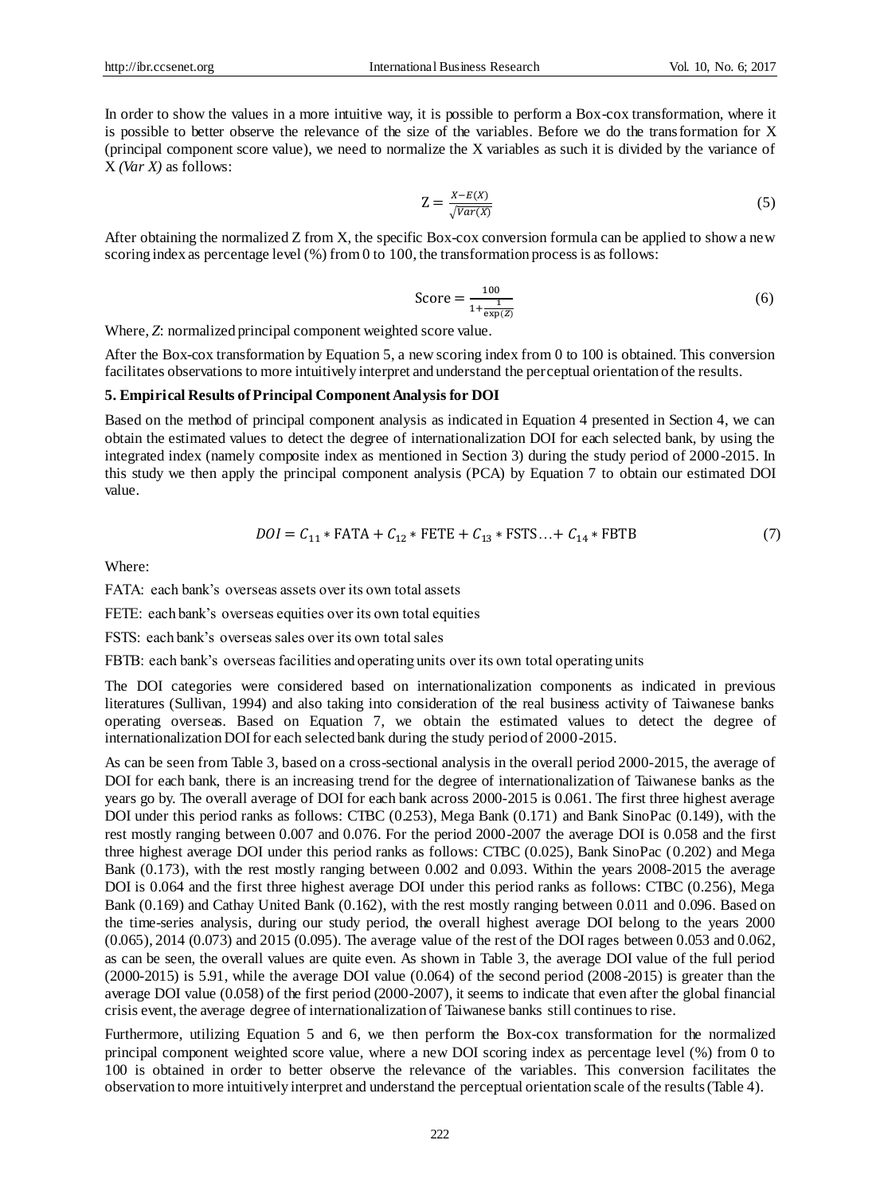In order to show the values in a more intuitive way, it is possible to perform a Box-cox transformation, where it is possible to better observe the relevance of the size of the variables. Before we do the transformation for X (principal component score value), we need to normalize the X variables as such it is divided by the variance of X *(Var X)* as follows:

$$Z = \frac{X - E(X)}{\sqrt{Var(X)}} \tag{5}$$

After obtaining the normalized Z from X, the specific Box-cox conversion formula can be applied to show a new scoring index as percentage level (%) from 0 to 100, the transformation process is as follows:

$$\text{Score} = \frac{100}{1 + \frac{1}{\exp(Z)}} \tag{6}$$

Where, *Z*: normalized principal component weighted score value.

After the Box-cox transformation by Equation 5, a new scoring index from 0 to 100 is obtained. This conversion facilitates observations to more intuitively interpret and understand the perceptual orientation of the results.

**5. Empirical Results of Principal Component Analysis for DOI**

Based on the method of principal component analysis as indicated in Equation 4 presented in Section 4, we can obtain the estimated values to detect the degree of internationalization DOI for each selected bank, by using the integrated index (namely composite index as mentioned in Section 3) during the study period of 2000-2015. In this study we then apply the principal component analysis (PCA) by Equation 7 to obtain our estimated DOI value.

$$DOI = C_{11} * \text{FATA} + C_{12} * \text{FETE} + C_{13} * \text{FSTS} \ldots + C_{14} * \text{FBTB} \tag{7}$$

Where:

FATA: each bank's overseas assets over its own total assets

FETE: each bank's overseas equities over its own total equities

FSTS: each bank's overseas sales over its own total sales

FBTB: each bank's overseas facilities and operating units over its own total operating units

The DOI categories were considered based on internationalization components as indicated in previous literatures (Sullivan, 1994) and also taking into consideration of the real business activity of Taiwanese banks operating overseas. Based on Equation 7, we obtain the estimated values to detect the degree of internationalization DOI for each selected bank during the study period of 2000-2015.

As can be seen from Table 3, based on a cross-sectional analysis in the overall period 2000-2015, the average of DOI for each bank, there is an increasing trend for the degree of internationalization of Taiwanese banks as the years go by. The overall average of DOI for each bank across 2000-2015 is 0.061. The first three highest average DOI under this period ranks as follows: CTBC (0.253), Mega Bank (0.171) and Bank SinoPac (0.149), with the rest mostly ranging between 0.007 and 0.076. For the period 2000-2007 the average DOI is 0.058 and the first three highest average DOI under this period ranks as follows: CTBC (0.025), Bank SinoPac (0.202) and Mega Bank (0.173), with the rest mostly ranging between 0.002 and 0.093. Within the years 2008-2015 the average DOI is 0.064 and the first three highest average DOI under this period ranks as follows: CTBC (0.256), Mega Bank (0.169) and Cathay United Bank (0.162), with the rest mostly ranging between 0.011 and 0.096. Based on the time-series analysis, during our study period, the overall highest average DOI belong to the years 2000 (0.065), 2014 (0.073) and 2015 (0.095). The average value of the rest of the DOI rages between 0.053 and 0.062, as can be seen, the overall values are quite even. As shown in Table 3, the average DOI value of the full period (2000-2015) is 5.91, while the average DOI value (0.064) of the second period (2008-2015) is greater than the average DOI value (0.058) of the first period (2000-2007), it seems to indicate that even after the global financial crisis event, the average degree of internationalization of Taiwanese banks still continues to rise.

Furthermore, utilizing Equation 5 and 6, we then perform the Box-cox transformation for the normalized principal component weighted score value, where a new DOI scoring index as percentage level (%) from 0 to 100 is obtained in order to better observe the relevance of the variables. This conversion facilitates the observation to more intuitively interpret and understand the perceptual orientation scale of the results (Table 4).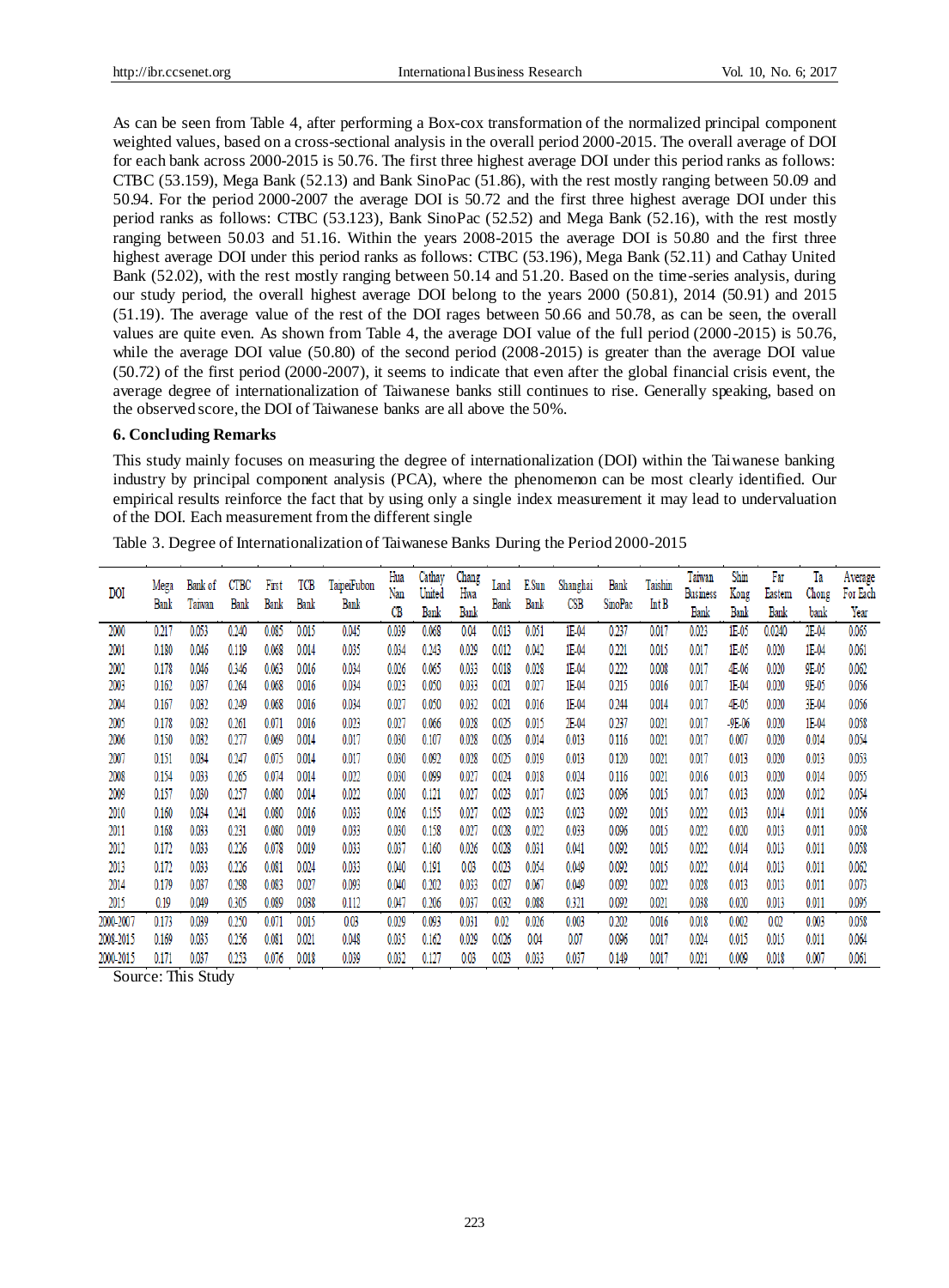As can be seen from Table 4, after performing a Box-cox transformation of the normalized principal component weighted values, based on a cross-sectional analysis in the overall period 2000-2015. The overall average of DOI for each bank across 2000-2015 is 50.76. The first three highest average DOI under this period ranks as follows: CTBC (53.159), Mega Bank (52.13) and Bank SinoPac (51.86), with the rest mostly ranging between 50.09 and 50.94. For the period 2000-2007 the average DOI is 50.72 and the first three highest average DOI under this period ranks as follows: CTBC (53.123), Bank SinoPac (52.52) and Mega Bank (52.16), with the rest mostly ranging between 50.03 and 51.16. Within the years 2008-2015 the average DOI is 50.80 and the first three highest average DOI under this period ranks as follows: CTBC (53.196), Mega Bank (52.11) and Cathay United Bank (52.02), with the rest mostly ranging between 50.14 and 51.20. Based on the time-series analysis, during our study period, the overall highest average DOI belong to the years 2000 (50.81), 2014 (50.91) and 2015 (51.19). The average value of the rest of the DOI rages between 50.66 and 50.78, as can be seen, the overall values are quite even. As shown from Table 4, the average DOI value of the full period (2000-2015) is 50.76, while the average DOI value (50.80) of the second period (2008-2015) is greater than the average DOI value (50.72) of the first period (2000-2007), it seems to indicate that even after the global financial crisis event, the average degree of internationalization of Taiwanese banks still continues to rise. Generally speaking, based on the observed score, the DOI of Taiwanese banks are all above the 50%.

## 6. Concluding Remarks

This study mainly focuses on measuring the degree of internationalization (DOI) within the Taiwanese banking industry by principal component analysis (PCA), where the phenomenon can be most clearly identified. Our empirical results reinforce the fact that by using only a single index measurement it may lead to undervaluation of the DOI. Each measurement from the different single

Table 3. Degree of Internationalization of Taiwanese Banks During the Period 2000-2015

| DOI | Mega Bank | Bank of Taiwan | CTBC Bank | First Bank | TCB Bank | TaipeiFubon Bank | Hua Nan CB | Cathay United Bank | Chang Hwa Bank | Land Bank | E.Sun Bank | Shanghai CSB | Bank SinoPac | Taishin Int B | Taiwan Business Bank | Shin Kong Bank | Far Eastern Bank | Ta Chong bank | Average For Each Year |
|---|---|---|---|---|---|---|---|---|---|---|---|---|---|---|---|---|---|---|---|
| 2000 | 0.217 | 0.053 | 0.240 | 0.085 | 0.015 | 0.045 | 0.039 | 0.068 | 0.04 | 0.013 | 0.051 | 1E-04 | 0.237 | 0.017 | 0.023 | 1E-05 | 0.0240 | 2E-04 | 0.065 |
| 2001 | 0.180 | 0.046 | 0.119 | 0.068 | 0.014 | 0.035 | 0.034 | 0.243 | 0.029 | 0.012 | 0.042 | 1E-04 | 0.221 | 0.015 | 0.017 | 1E-05 | 0.020 | 1E-04 | 0.061 |
| 2002 | 0.178 | 0.046 | 0.346 | 0.063 | 0.016 | 0.034 | 0.026 | 0.065 | 0.033 | 0.018 | 0.028 | 1E-04 | 0.222 | 0.008 | 0.017 | 4E-06 | 0.020 | 9E-05 | 0.062 |
| 2003 | 0.162 | 0.037 | 0.264 | 0.068 | 0.016 | 0.034 | 0.023 | 0.050 | 0.033 | 0.021 | 0.027 | 1E-04 | 0.215 | 0.016 | 0.017 | 1E-04 | 0.020 | 9E-05 | 0.056 |
| 2004 | 0.167 | 0.032 | 0.249 | 0.068 | 0.016 | 0.034 | 0.027 | 0.050 | 0.032 | 0.021 | 0.016 | 1E-04 | 0.244 | 0.014 | 0.017 | 4E-05 | 0.020 | 3E-04 | 0.056 |
| 2005 | 0.178 | 0.032 | 0.261 | 0.071 | 0.016 | 0.023 | 0.027 | 0.066 | 0.028 | 0.025 | 0.015 | 2E-04 | 0.237 | 0.021 | 0.017 | -9E-06 | 0.020 | 1E-04 | 0.058 |
| 2006 | 0.150 | 0.032 | 0.277 | 0.069 | 0.014 | 0.017 | 0.030 | 0.107 | 0.028 | 0.026 | 0.014 | 0.013 | 0.116 | 0.021 | 0.017 | 0.007 | 0.020 | 0.014 | 0.054 |
| 2007 | 0.151 | 0.034 | 0.247 | 0.075 | 0.014 | 0.017 | 0.030 | 0.092 | 0.028 | 0.025 | 0.019 | 0.013 | 0.120 | 0.021 | 0.017 | 0.013 | 0.020 | 0.013 | 0.053 |
| 2008 | 0.154 | 0.033 | 0.265 | 0.074 | 0.014 | 0.022 | 0.030 | 0.099 | 0.027 | 0.024 | 0.018 | 0.024 | 0.116 | 0.021 | 0.016 | 0.013 | 0.020 | 0.014 | 0.055 |
| 2009 | 0.157 | 0.030 | 0.257 | 0.080 | 0.014 | 0.022 | 0.030 | 0.121 | 0.027 | 0.023 | 0.017 | 0.023 | 0.096 | 0.015 | 0.017 | 0.013 | 0.020 | 0.012 | 0.054 |
| 2010 | 0.160 | 0.034 | 0.241 | 0.080 | 0.016 | 0.033 | 0.026 | 0.155 | 0.027 | 0.023 | 0.023 | 0.023 | 0.092 | 0.015 | 0.022 | 0.013 | 0.014 | 0.011 | 0.056 |
| 2011 | 0.168 | 0.033 | 0.231 | 0.080 | 0.019 | 0.033 | 0.030 | 0.158 | 0.027 | 0.028 | 0.022 | 0.033 | 0.096 | 0.015 | 0.022 | 0.020 | 0.013 | 0.011 | 0.058 |
| 2012 | 0.172 | 0.033 | 0.226 | 0.078 | 0.019 | 0.033 | 0.037 | 0.160 | 0.026 | 0.028 | 0.031 | 0.041 | 0.092 | 0.015 | 0.022 | 0.014 | 0.013 | 0.011 | 0.058 |
| 2013 | 0.172 | 0.033 | 0.226 | 0.081 | 0.024 | 0.033 | 0.040 | 0.191 | 0.03 | 0.023 | 0.054 | 0.049 | 0.092 | 0.015 | 0.022 | 0.014 | 0.013 | 0.011 | 0.062 |
| 2014 | 0.179 | 0.037 | 0.298 | 0.083 | 0.027 | 0.093 | 0.040 | 0.202 | 0.033 | 0.027 | 0.067 | 0.049 | 0.092 | 0.022 | 0.028 | 0.013 | 0.013 | 0.011 | 0.073 |
| 2015 | 0.19 | 0.049 | 0.305 | 0.089 | 0.038 | 0.112 | 0.047 | 0.206 | 0.037 | 0.032 | 0.088 | 0.321 | 0.092 | 0.021 | 0.038 | 0.020 | 0.013 | 0.011 | 0.095 |
| 2000-2007 | 0.173 | 0.039 | 0.250 | 0.071 | 0.015 | 0.03 | 0.029 | 0.093 | 0.031 | 0.02 | 0.026 | 0.003 | 0.202 | 0.016 | 0.018 | 0.002 | 0.02 | 0.003 | 0.058 |
| 2008-2015 | 0.169 | 0.035 | 0.256 | 0.081 | 0.021 | 0.048 | 0.035 | 0.162 | 0.029 | 0.026 | 0.04 | 0.07 | 0.096 | 0.017 | 0.024 | 0.015 | 0.015 | 0.011 | 0.064 |
| 2000-2015 | 0.171 | 0.037 | 0.253 | 0.076 | 0.018 | 0.039 | 0.032 | 0.127 | 0.03 | 0.023 | 0.033 | 0.037 | 0.149 | 0.017 | 0.021 | 0.009 | 0.018 | 0.007 | 0.061 |

Source: This Study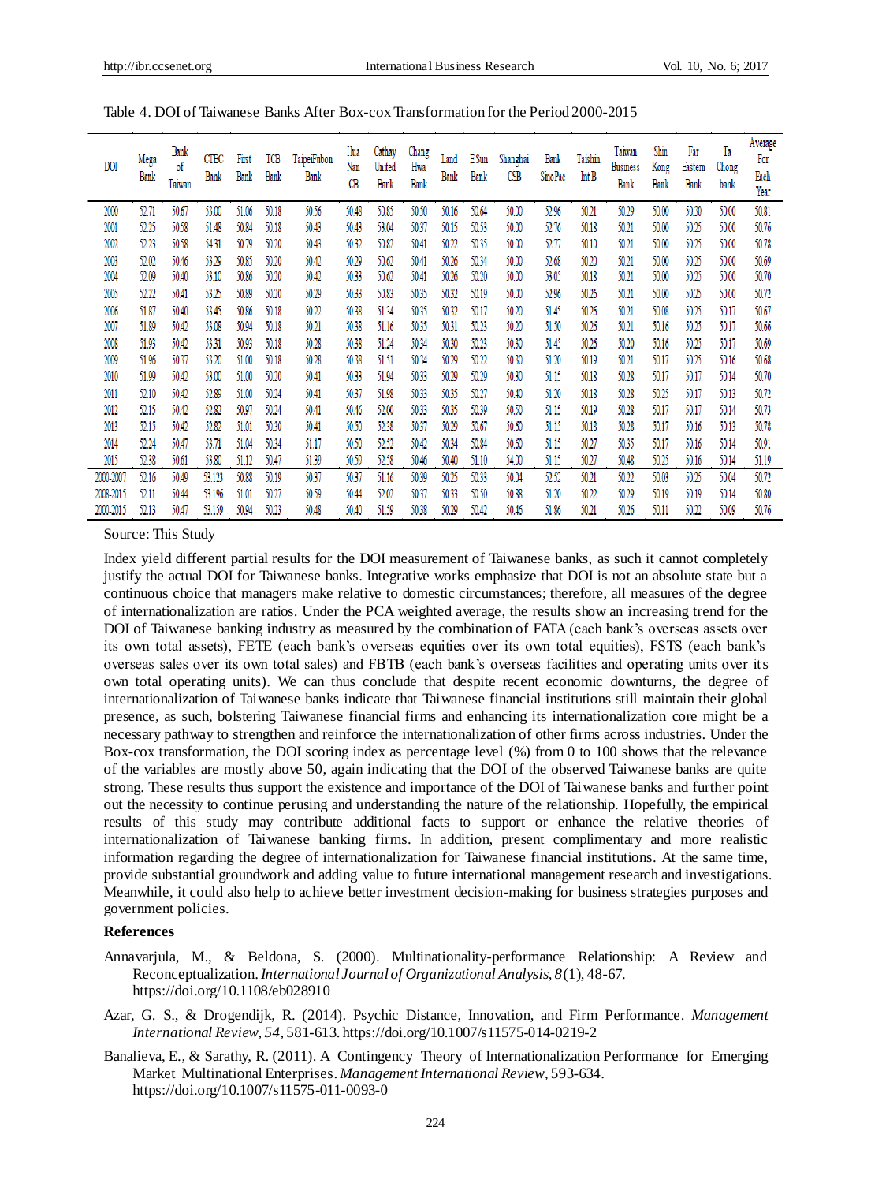Table 4. DOI of Taiwanese Banks After Box-cox Transformation for the Period 2000-2015

| DOI | Mega Bank | Bank of Taiwan | CTBC Bank | First Bank | TCB Bank | TaipeiFubon Bank | Hua Nan CB | Cathay United Bank | Chang Hwa Bank | Land Bank | E.Sun Bank | Shanghai CSB | Bank SinoPac | Taishin Int B | Taiwan Business Bank | Shin Kong Bank | Far Eastern Bank | Ta Chong bank | Average For Each Year |
|---|---|---|---|---|---|---|---|---|---|---|---|---|---|---|---|---|---|---|---|
| 2000 | 52.71 | 50.67 | 53.00 | 51.06 | 50.18 | 50.56 | 50.48 | 50.85 | 50.50 | 50.16 | 50.64 | 50.00 | 52.96 | 50.21 | 50.29 | 50.00 | 50.30 | 50.00 | 50.81 |
| 2001 | 52.25 | 50.58 | 51.48 | 50.84 | 50.18 | 50.43 | 50.43 | 53.04 | 50.37 | 50.15 | 50.53 | 50.00 | 52.76 | 50.18 | 50.21 | 50.00 | 50.25 | 50.00 | 50.76 |
| 2002 | 52.23 | 50.58 | 54.31 | 50.79 | 50.20 | 50.43 | 50.32 | 50.82 | 50.41 | 50.22 | 50.35 | 50.00 | 52.77 | 50.10 | 50.21 | 50.00 | 50.25 | 50.00 | 50.78 |
| 2003 | 52.02 | 50.46 | 53.29 | 50.85 | 50.20 | 50.42 | 50.29 | 50.62 | 50.41 | 50.26 | 50.34 | 50.00 | 52.68 | 50.20 | 50.21 | 50.00 | 50.25 | 50.00 | 50.69 |
| 2004 | 52.09 | 50.40 | 53.10 | 50.86 | 50.20 | 50.42 | 50.33 | 50.62 | 50.41 | 50.26 | 50.20 | 50.00 | 53.05 | 50.18 | 50.21 | 50.00 | 50.25 | 50.00 | 50.70 |
| 2005 | 52.22 | 50.41 | 53.25 | 50.89 | 50.20 | 50.29 | 50.33 | 50.83 | 50.35 | 50.32 | 50.19 | 50.00 | 52.96 | 50.26 | 50.21 | 50.00 | 50.25 | 50.00 | 50.72 |
| 2006 | 51.87 | 50.40 | 53.45 | 50.86 | 50.18 | 50.22 | 50.38 | 51.34 | 50.35 | 50.32 | 50.17 | 50.20 | 51.45 | 50.26 | 50.21 | 50.08 | 50.25 | 50.17 | 50.67 |
| 2007 | 51.89 | 50.42 | 53.08 | 50.94 | 50.18 | 50.21 | 50.38 | 51.16 | 50.35 | 50.31 | 50.23 | 50.20 | 51.50 | 50.26 | 50.21 | 50.16 | 50.25 | 50.17 | 50.66 |
| 2008 | 51.93 | 50.42 | 53.31 | 50.93 | 50.18 | 50.28 | 50.38 | 51.24 | 50.34 | 50.30 | 50.23 | 50.30 | 51.45 | 50.26 | 50.20 | 50.16 | 50.25 | 50.17 | 50.69 |
| 2009 | 51.96 | 50.37 | 53.20 | 51.00 | 50.18 | 50.28 | 50.38 | 51.51 | 50.34 | 50.29 | 50.22 | 50.30 | 51.20 | 50.19 | 50.21 | 50.17 | 50.25 | 50.16 | 50.68 |
| 2010 | 51.99 | 50.42 | 53.00 | 51.00 | 50.20 | 50.41 | 50.33 | 51.94 | 50.33 | 50.29 | 50.29 | 50.30 | 51.15 | 50.18 | 50.28 | 50.17 | 50.17 | 50.14 | 50.70 |
| 2011 | 52.10 | 50.42 | 52.89 | 51.00 | 50.24 | 50.41 | 50.37 | 51.98 | 50.33 | 50.35 | 50.27 | 50.40 | 51.20 | 50.18 | 50.28 | 50.25 | 50.17 | 50.13 | 50.72 |
| 2012 | 52.15 | 50.42 | 52.82 | 50.97 | 50.24 | 50.41 | 50.46 | 52.00 | 50.33 | 50.35 | 50.39 | 50.50 | 51.15 | 50.19 | 50.28 | 50.17 | 50.17 | 50.14 | 50.73 |
| 2013 | 52.15 | 50.42 | 52.82 | 51.01 | 50.30 | 50.41 | 50.50 | 52.38 | 50.37 | 50.29 | 50.67 | 50.60 | 51.15 | 50.18 | 50.28 | 50.17 | 50.16 | 50.13 | 50.78 |
| 2014 | 52.24 | 50.47 | 53.71 | 51.04 | 50.34 | 51.17 | 50.50 | 52.52 | 50.42 | 50.34 | 50.84 | 50.60 | 51.15 | 50.27 | 50.35 | 50.17 | 50.16 | 50.14 | 50.91 |
| 2015 | 52.38 | 50.61 | 53.80 | 51.12 | 50.47 | 51.39 | 50.59 | 52.58 | 50.46 | 50.40 | 51.10 | 54.00 | 51.15 | 50.27 | 50.48 | 50.25 | 50.16 | 50.14 | 51.19 |
| 2000-2007 | 52.16 | 50.49 | 53.123 | 50.88 | 50.19 | 50.37 | 50.37 | 51.16 | 50.39 | 50.25 | 50.33 | 50.04 | 52.52 | 50.21 | 50.22 | 50.03 | 50.25 | 50.04 | 50.72 |
| 2008-2015 | 52.11 | 50.44 | 53.196 | 51.01 | 50.27 | 50.59 | 50.44 | 52.02 | 50.37 | 50.33 | 50.50 | 50.88 | 51.20 | 50.22 | 50.29 | 50.19 | 50.19 | 50.14 | 50.80 |
| 2000-2015 | 52.13 | 50.47 | 53.159 | 50.94 | 50.23 | 50.48 | 50.40 | 51.59 | 50.38 | 50.29 | 50.42 | 50.46 | 51.86 | 50.21 | 50.26 | 50.11 | 50.22 | 50.09 | 50.76 |

Source: This Study

Index yield different partial results for the DOI measurement of Taiwanese banks, as such it cannot completely justify the actual DOI for Taiwanese banks. Integrative works emphasize that DOI is not an absolute state but a continuous choice that managers make relative to domestic circumstances; therefore, all measures of the degree of internationalization are ratios. Under the PCA weighted average, the results show an increasing trend for the DOI of Taiwanese banking industry as measured by the combination of FATA (each bank's overseas assets over its own total assets), FETE (each bank's overseas equities over its own total equities), FSTS (each bank's overseas sales over its own total sales) and FBTB (each bank's overseas facilities and operating units over its own total operating units). We can thus conclude that despite recent economic downturns, the degree of internationalization of Taiwanese banks indicate that Taiwanese financial institutions still maintain their global presence, as such, bolstering Taiwanese financial firms and enhancing its internationalization core might be a necessary pathway to strengthen and reinforce the internationalization of other firms across industries. Under the Box-cox transformation, the DOI scoring index as percentage level (%) from 0 to 100 shows that the relevance of the variables are mostly above 50, again indicating that the DOI of the observed Taiwanese banks are quite strong. These results thus support the existence and importance of the DOI of Taiwanese banks and further point out the necessity to continue perusing and understanding the nature of the relationship. Hopefully, the empirical results of this study may contribute additional facts to support or enhance the relative theories of internationalization of Taiwanese banking firms. In addition, present complimentary and more realistic information regarding the degree of internationalization for Taiwanese financial institutions. At the same time, provide substantial groundwork and adding value to future international management research and investigations. Meanwhile, it could also help to achieve better investment decision-making for business strategies purposes and government policies.

## References

Annavarjula, M., & Beldona, S. (2000). Multinationality-performance Relationship: A Review and Reconceptualization. *International Journal of Organizational Analysis, 8*(1), 48-67. https://doi.org/10.1108/eb028910

Azar, G. S., & Drogendijk, R. (2014). Psychic Distance, Innovation, and Firm Performance. *Management International Review, 54*, 581-613. https://doi.org/10.1007/s11575-014-0219-2

Banalieva, E., & Sarathy, R. (2011). A Contingency Theory of Internationalization Performance for Emerging Market Multinational Enterprises. *Management International Review*, 593-634. https://doi.org/10.1007/s11575-011-0093-0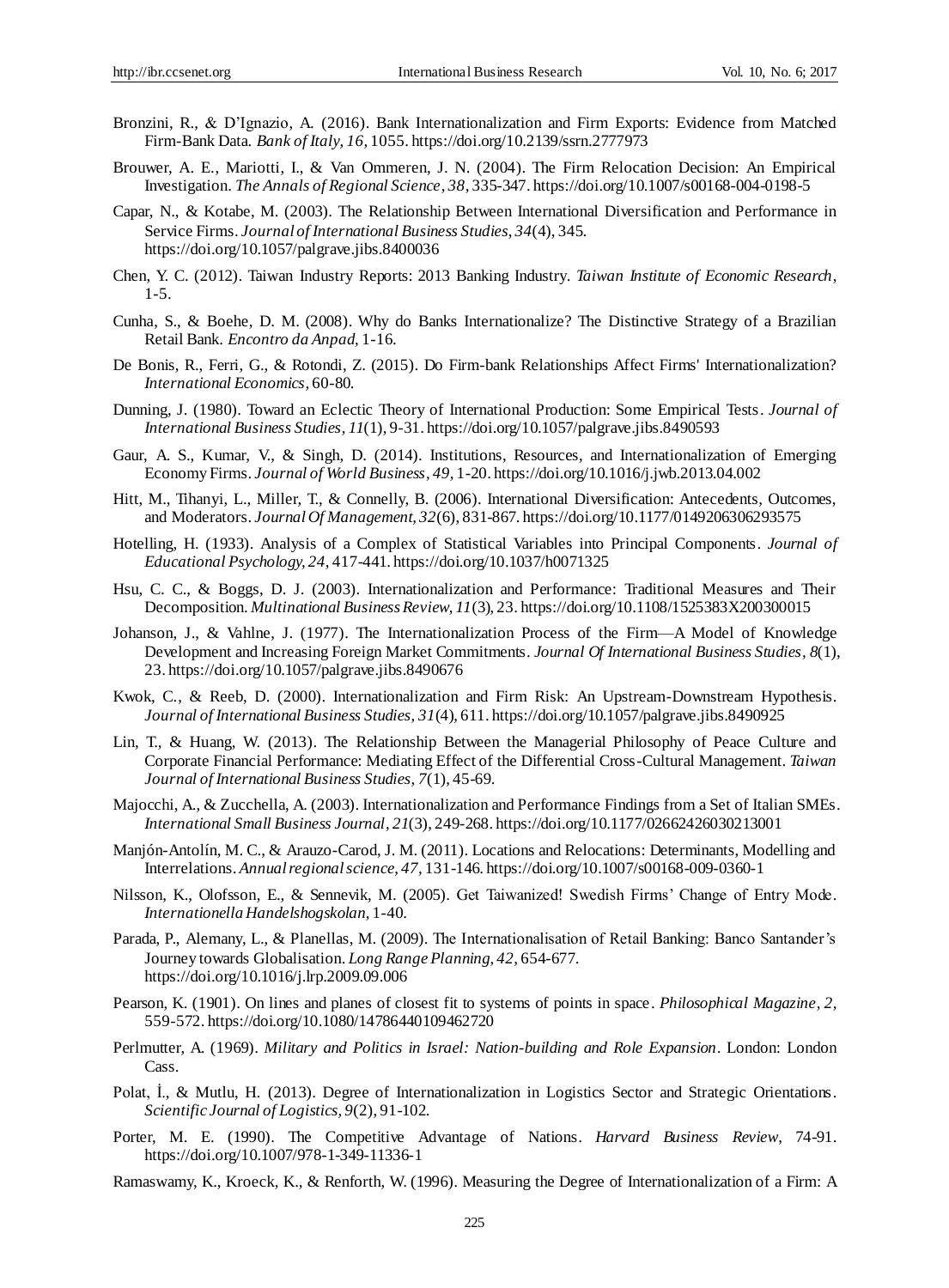Bronzini, R., & D'Ignazio, A. (2016). Bank Internationalization and Firm Exports: Evidence from Matched Firm-Bank Data. *Bank of Italy, 16,* 1055. https://doi.org/10.2139/ssrn.2777973

Brouwer, A. E., Mariotti, I., & Van Ommeren, J. N. (2004). The Firm Relocation Decision: An Empirical Investigation. *The Annals of Regional Science, 38,* 335-347. https://doi.org/10.1007/s00168-004-0198-5

Capar, N., & Kotabe, M. (2003). The Relationship Between International Diversification and Performance in Service Firms. *Journal of International Business Studies, 34*(4), 345. https://doi.org/10.1057/palgrave.jibs.8400036

Chen, Y. C. (2012). Taiwan Industry Reports: 2013 Banking Industry. *Taiwan Institute of Economic Research*, 1-5.

Cunha, S., & Boehe, D. M. (2008). Why do Banks Internationalize? The Distinctive Strategy of a Brazilian Retail Bank. *Encontro da Anpad,* 1-16.

De Bonis, R., Ferri, G., & Rotondi, Z. (2015). Do Firm-bank Relationships Affect Firms' Internationalization? *International Economics*, 60-80.

Dunning, J. (1980). Toward an Eclectic Theory of International Production: Some Empirical Tests. *Journal of International Business Studies, 11*(1), 9-31. https://doi.org/10.1057/palgrave.jibs.8490593

Gaur, A. S., Kumar, V., & Singh, D. (2014). Institutions, Resources, and Internationalization of Emerging Economy Firms. *Journal of World Business, 49,* 1-20. https://doi.org/10.1016/j.jwb.2013.04.002

Hitt, M., Tihanyi, L., Miller, T., & Connelly, B. (2006). International Diversification: Antecedents, Outcomes, and Moderators. *Journal Of Management, 32*(6), 831-867. https://doi.org/10.1177/0149206306293575

Hotelling, H. (1933). Analysis of a Complex of Statistical Variables into Principal Components. *Journal of Educational Psychology, 24,* 417-441. https://doi.org/10.1037/h0071325

Hsu, C. C., & Boggs, D. J. (2003). Internationalization and Performance: Traditional Measures and Their Decomposition. *Multinational Business Review, 11*(3), 23. https://doi.org/10.1108/1525383X200300015

Johanson, J., & Vahlne, J. (1977). The Internationalization Process of the Firm—A Model of Knowledge Development and Increasing Foreign Market Commitments. *Journal Of International Business Studies, 8*(1), 23. https://doi.org/10.1057/palgrave.jibs.8490676

Kwok, C., & Reeb, D. (2000). Internationalization and Firm Risk: An Upstream-Downstream Hypothesis. *Journal of International Business Studies, 31*(4), 611. https://doi.org/10.1057/palgrave.jibs.8490925

Lin, T., & Huang, W. (2013). The Relationship Between the Managerial Philosophy of Peace Culture and Corporate Financial Performance: Mediating Effect of the Differential Cross-Cultural Management. *Taiwan Journal of International Business Studies, 7*(1), 45-69.

Majocchi, A., & Zucchella, A. (2003). Internationalization and Performance Findings from a Set of Italian SMEs. *International Small Business Journal, 21*(3), 249-268. https://doi.org/10.1177/02662426030213001

Manjón-Antolín, M. C., & Arauzo-Carod, J. M. (2011). Locations and Relocations: Determinants, Modelling and Interrelations. *Annual regional science, 47,* 131-146. https://doi.org/10.1007/s00168-009-0360-1

Nilsson, K., Olofsson, E., & Sennevik, M. (2005). Get Taiwanized! Swedish Firms' Change of Entry Mode. *Internationella Handelshogskolan*, 1-40.

Parada, P., Alemany, L., & Planellas, M. (2009). The Internationalisation of Retail Banking: Banco Santander's Journey towards Globalisation. *Long Range Planning, 42,* 654-677. https://doi.org/10.1016/j.lrp.2009.09.006

Pearson, K. (1901). On lines and planes of closest fit to systems of points in space. *Philosophical Magazine, 2,* 559-572. https://doi.org/10.1080/14786440109462720

Perlmutter, A. (1969). *Military and Politics in Israel: Nation-building and Role Expansion*. London: London Cass.

Polat, İ., & Mutlu, H. (2013). Degree of Internationalization in Logistics Sector and Strategic Orientations. *Scientific Journal of Logistics, 9*(2), 91-102.

Porter, M. E. (1990). The Competitive Advantage of Nations. *Harvard Business Review*, 74-91. https://doi.org/10.1007/978-1-349-11336-1

Ramaswamy, K., Kroeck, K., & Renforth, W. (1996). Measuring the Degree of Internationalization of a Firm: A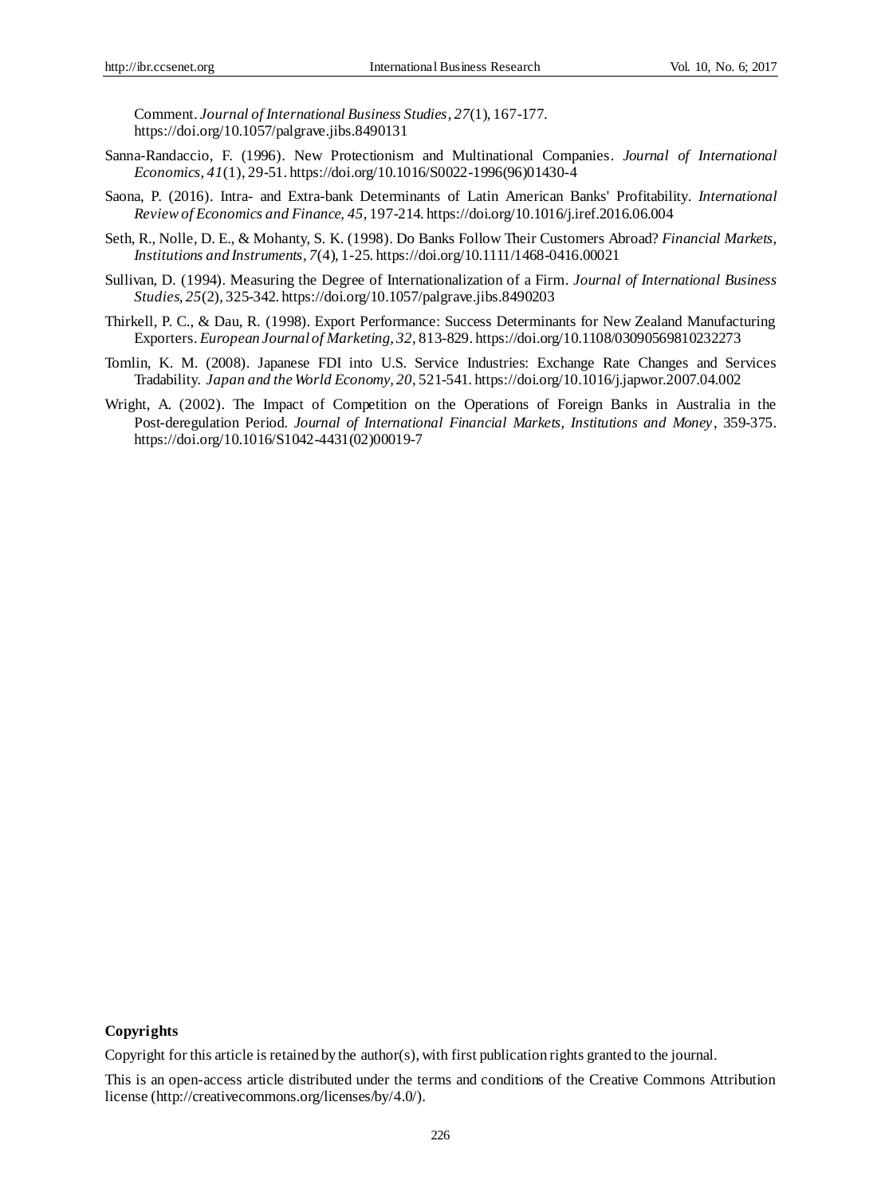Comment. *Journal of International Business Studies, 27*(1), 167-177. https://doi.org/10.1057/palgrave.jibs.8490131

Sanna-Randaccio, F. (1996). New Protectionism and Multinational Companies. *Journal of International Economics, 41*(1), 29-51. https://doi.org/10.1016/S0022-1996(96)01430-4

Saona, P. (2016). Intra- and Extra-bank Determinants of Latin American Banks' Profitability. *International Review of Economics and Finance, 45*, 197-214. https://doi.org/10.1016/j.iref.2016.06.004

Seth, R., Nolle, D. E., & Mohanty, S. K. (1998). Do Banks Follow Their Customers Abroad? *Financial Markets, Institutions and Instruments, 7*(4), 1-25. https://doi.org/10.1111/1468-0416.00021

Sullivan, D. (1994). Measuring the Degree of Internationalization of a Firm. *Journal of International Business Studies, 25*(2), 325-342. https://doi.org/10.1057/palgrave.jibs.8490203

Thirkell, P. C., & Dau, R. (1998). Export Performance: Success Determinants for New Zealand Manufacturing Exporters. *European Journal of Marketing, 32*, 813-829. https://doi.org/10.1108/03090569810232273

Tomlin, K. M. (2008). Japanese FDI into U.S. Service Industries: Exchange Rate Changes and Services Tradability. *Japan and the World Economy, 20*, 521-541. https://doi.org/10.1016/j.japwor.2007.04.002

Wright, A. (2002). The Impact of Competition on the Operations of Foreign Banks in Australia in the Post-deregulation Period. *Journal of International Financial Markets, Institutions and Money*, 359-375. https://doi.org/10.1016/S1042-4431(02)00019-7

**Copyrights**

Copyright for this article is retained by the author(s), with first publication rights granted to the journal.

This is an open-access article distributed under the terms and conditions of the Creative Commons Attribution license (http://creativecommons.org/licenses/by/4.0/).